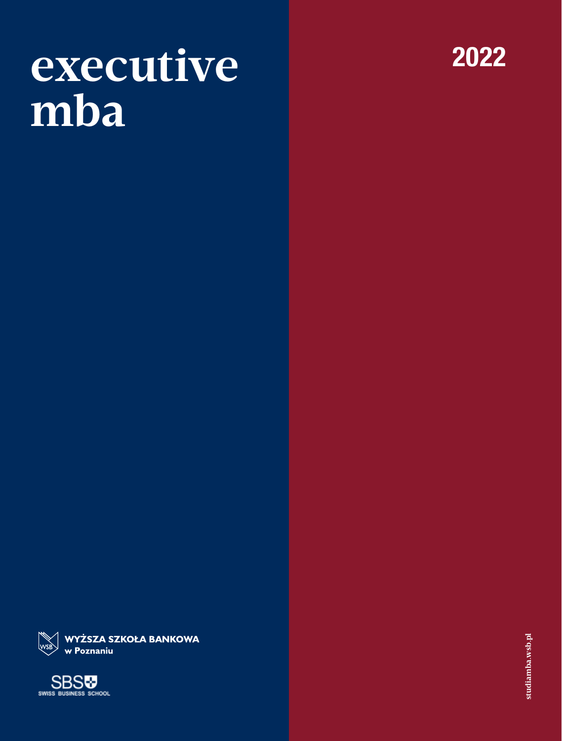# executive mba

2022

WYŻSZA SZKOŁA BANKOWA w Poznaniu

SBS SWISS BUSINESS SCHOOL

studiamba.wsb.pl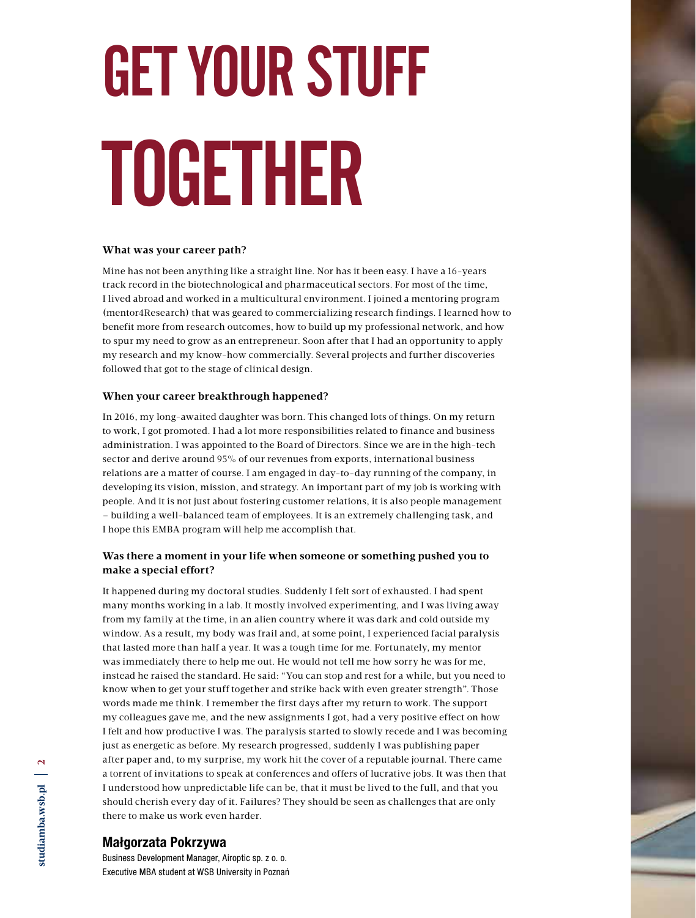# GET YOUR STUFF TOGETHER

**What was your career path?**

Mine has not been anything like a straight line. Nor has it been easy. I have a 16-years track record in the biotechnological and pharmaceutical sectors. For most of the time, I lived abroad and worked in a multicultural environment. I joined a mentoring program (mentor4Research) that was geared to commercializing research findings. I learned how to benefit more from research outcomes, how to build up my professional network, and how to spur my need to grow as an entrepreneur. Soon after that I had an opportunity to apply my research and my know-how commercially. Several projects and further discoveries followed that got to the stage of clinical design.

**When your career breakthrough happened?**

In 2016, my long-awaited daughter was born. This changed lots of things. On my return to work, I got promoted. I had a lot more responsibilities related to finance and business administration. I was appointed to the Board of Directors. Since we are in the high-tech sector and derive around 95% of our revenues from exports, international business relations are a matter of course. I am engaged in day-to-day running of the company, in developing its vision, mission, and strategy. An important part of my job is working with people. And it is not just about fostering customer relations, it is also people management – building a well-balanced team of employees. It is an extremely challenging task, and I hope this EMBA program will help me accomplish that.

**Was there a moment in your life when someone or something pushed you to make a special effort?**

It happened during my doctoral studies. Suddenly I felt sort of exhausted. I had spent many months working in a lab. It mostly involved experimenting, and I was living away from my family at the time, in an alien country where it was dark and cold outside my window. As a result, my body was frail and, at some point, I experienced facial paralysis that lasted more than half a year. It was a tough time for me. Fortunately, my mentor was immediately there to help me out. He would not tell me how sorry he was for me, instead he raised the standard. He said: "You can stop and rest for a while, but you need to know when to get your stuff together and strike back with even greater strength". Those words made me think. I remember the first days after my return to work. The support my colleagues gave me, and the new assignments I got, had a very positive effect on how I felt and how productive I was. The paralysis started to slowly recede and I was becoming just as energetic as before. My research progressed, suddenly I was publishing paper after paper and, to my surprise, my work hit the cover of a reputable journal. There came a torrent of invitations to speak at conferences and offers of lucrative jobs. It was then that I understood how unpredictable life can be, that it must be lived to the full, and that you should cherish every day of it. Failures? They should be seen as challenges that are only there to make us work even harder.

**Małgorzata Pokrzywa**

Business Development Manager, Airoptic sp. z o. o.
Executive MBA student at WSB University in Poznań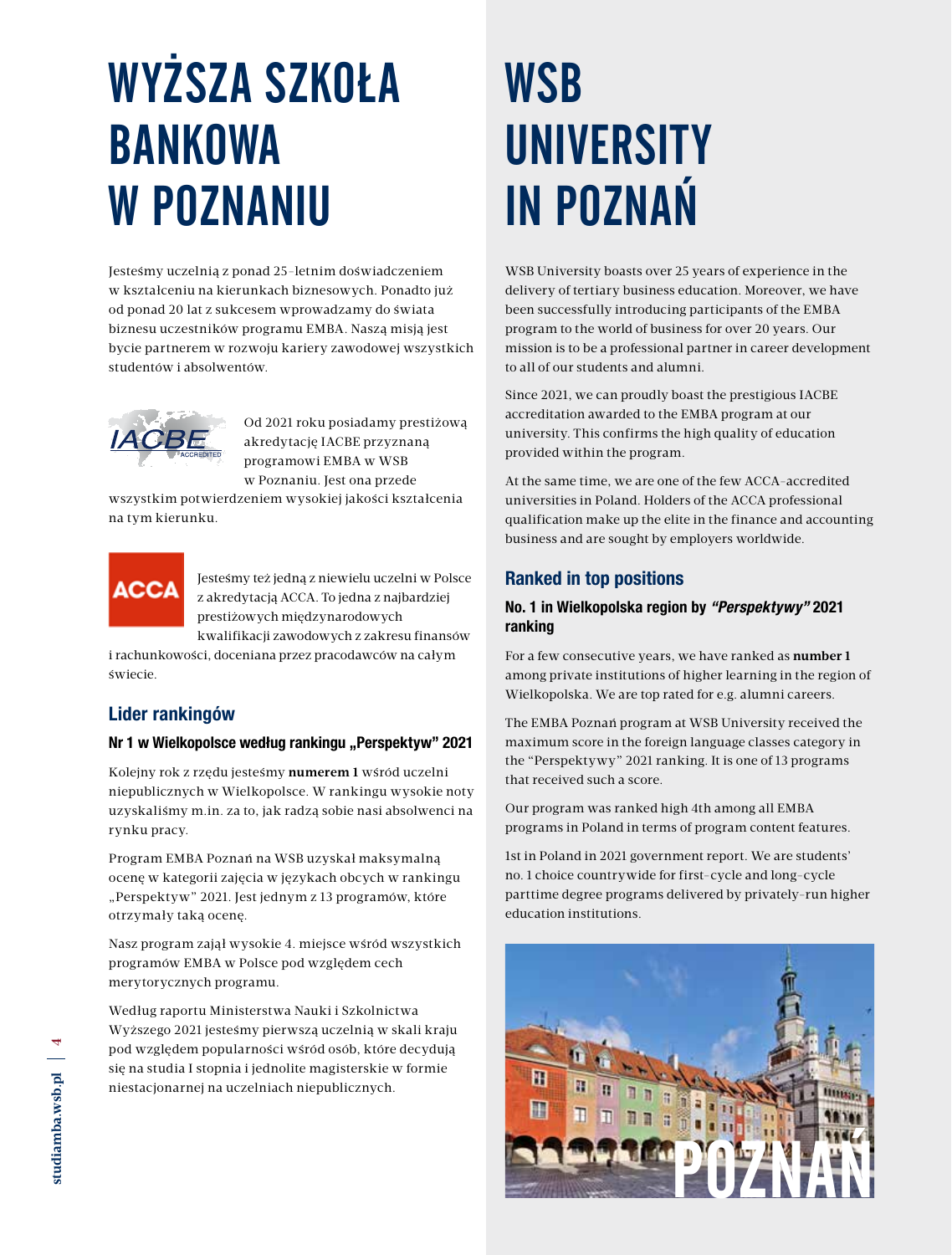# WYŻSZA SZKOŁA BANKOWA W POZNANIU

Jesteśmy uczelnią z ponad 25-letnim doświadczeniem w kształceniu na kierunkach biznesowych. Ponadto już od ponad 20 lat z sukcesem wprowadzamy do świata biznesu uczestników programu EMBA. Naszą misją jest bycie partnerem w rozwoju kariery zawodowej wszystkich studentów i absolwentów.

Od 2021 roku posiadamy prestiżową akredytację IACBE przyznaną programowi EMBA w WSB w Poznaniu. Jest ona przede wszystkim potwierdzeniem wysokiej jakości kształcenia na tym kierunku.

Jesteśmy też jedną z niewielu uczelni w Polsce z akredytacją ACCA. To jedna z najbardziej prestiżowych międzynarodowych kwalifikacji zawodowych z zakresu finansów i rachunkowości, doceniana przez pracodawców na całym świecie.

## Lider rankingów

### Nr 1 w Wielkopolsce według rankingu „Perspektyw" 2021

Kolejny rok z rzędu jesteśmy **numerem 1** wśród uczelni niepublicznych w Wielkopolsce. W rankingu wysokie noty uzyskaliśmy m.in. za to, jak radzą sobie nasi absolwenci na rynku pracy.

Program EMBA Poznań na WSB uzyskał maksymalną ocenę w kategorii zajęcia w językach obcych w rankingu „Perspektyw" 2021. Jest jednym z 13 programów, które otrzymały taką ocenę.

Nasz program zajął wysokie 4. miejsce wśród wszystkich programów EMBA w Polsce pod względem cech merytorycznych programu.

Według raportu Ministerstwa Nauki i Szkolnictwa Wyższego 2021 jesteśmy pierwszą uczelnią w skali kraju pod względem popularności wśród osób, które decydują się na studia I stopnia i jednolite magisterskie w formie niestacjonarnej na uczelniach niepublicznych.

# WSB UNIVERSITY IN POZNAŃ

WSB University boasts over 25 years of experience in the delivery of tertiary business education. Moreover, we have been successfully introducing participants of the EMBA program to the world of business for over 20 years. Our mission is to be a professional partner in career development to all of our students and alumni.

Since 2021, we can proudly boast the prestigious IACBE accreditation awarded to the EMBA program at our university. This confirms the high quality of education provided within the program.

At the same time, we are one of the few ACCA-accredited universities in Poland. Holders of the ACCA professional qualification make up the elite in the finance and accounting business and are sought by employers worldwide.

## Ranked in top positions

### No. 1 in Wielkopolska region by *"Perspektywy"* 2021 ranking

For a few consecutive years, we have ranked as **number 1** among private institutions of higher learning in the region of Wielkopolska. We are top rated for e.g. alumni careers.

The EMBA Poznań program at WSB University received the maximum score in the foreign language classes category in the "Perspektywy" 2021 ranking. It is one of 13 programs that received such a score.

Our program was ranked high 4th among all EMBA programs in Poland in terms of program content features.

1st in Poland in 2021 government report. We are students' no. 1 choice countrywide for first-cycle and long-cycle parttime degree programs delivered by privately-run higher education institutions.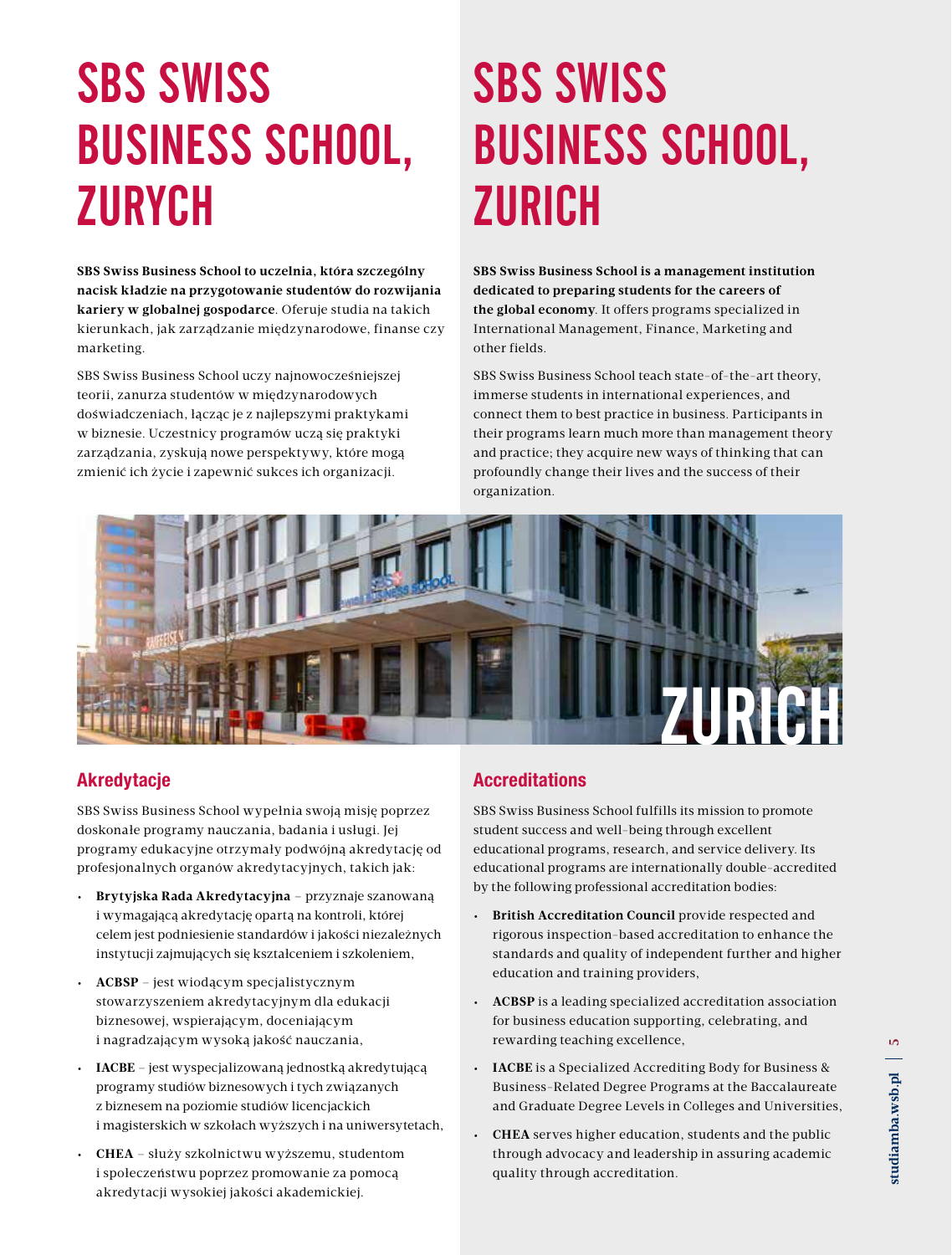# SBS SWISS BUSINESS SCHOOL, ZURYCH

**SBS Swiss Business School to uczelnia, która szczególny nacisk kładzie na przygotowanie studentów do rozwijania kariery w globalnej gospodarce**. Oferuje studia na takich kierunkach, jak zarządzanie międzynarodowe, finanse czy marketing.

SBS Swiss Business School uczy najnowocześniejszej teorii, zanurza studentów w międzynarodowych doświadczeniach, łącząc je z najlepszymi praktykami w biznesie. Uczestnicy programów uczą się praktyki zarządzania, zyskują nowe perspektywy, które mogą zmienić ich życie i zapewnić sukces ich organizacji.

## Akredytacje

SBS Swiss Business School wypełnia swoją misję poprzez doskonałe programy nauczania, badania i usługi. Jej programy edukacyjne otrzymały podwójną akredytację od profesjonalnych organów akredytacyjnych, takich jak:

- **Brytyjska Rada Akredytacyjna** – przyznaje szanowaną i wymagającą akredytację opartą na kontroli, której celem jest podniesienie standardów i jakości niezależnych instytucji zajmujących się kształceniem i szkoleniem,
- **ACBSP** – jest wiodącym specjalistycznym stowarzyszeniem akredytacyjnym dla edukacji biznesowej, wspierającym, doceniającym i nagradzającym wysoką jakość nauczania,
- **IACBE** – jest wyspecjalizowaną jednostką akredytującą programy studiów biznesowych i tych związanych z biznesem na poziomie studiów licencjackich i magisterskich w szkołach wyższych i na uniwersytetach,
- **CHEA** – służy szkolnictwu wyższemu, studentom i społeczeństwu poprzez promowanie za pomocą akredytacji wysokiej jakości akademickiej.

# SBS SWISS BUSINESS SCHOOL, ZURICH

**SBS Swiss Business School is a management institution dedicated to preparing students for the careers of the global economy**. It offers programs specialized in International Management, Finance, Marketing and other fields.

SBS Swiss Business School teach state-of-the-art theory, immerse students in international experiences, and connect them to best practice in business. Participants in their programs learn much more than management theory and practice; they acquire new ways of thinking that can profoundly change their lives and the success of their organization.

ZURICH

## Accreditations

SBS Swiss Business School fulfills its mission to promote student success and well-being through excellent educational programs, research, and service delivery. Its educational programs are internationally double-accredited by the following professional accreditation bodies:

- **British Accreditation Council** provide respected and rigorous inspection-based accreditation to enhance the standards and quality of independent further and higher education and training providers,
- **ACBSP** is a leading specialized accreditation association for business education supporting, celebrating, and rewarding teaching excellence,
- **IACBE** is a Specialized Accrediting Body for Business & Business-Related Degree Programs at the Baccalaureate and Graduate Degree Levels in Colleges and Universities,
- **CHEA** serves higher education, students and the public through advocacy and leadership in assuring academic quality through accreditation.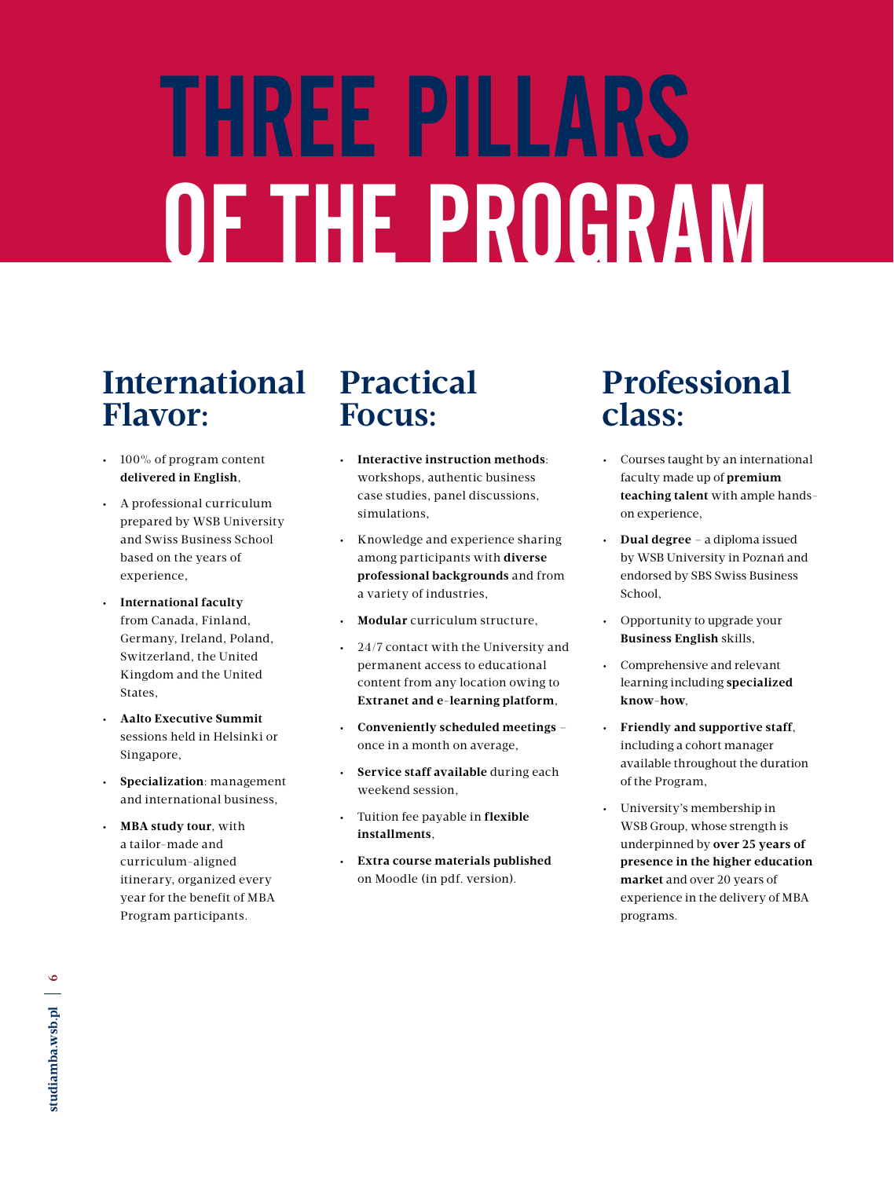# THREE PILLARS OF THE PROGRAM

## International Flavor:

- 100% of program content **delivered in English**,
- A professional curriculum prepared by WSB University and Swiss Business School based on the years of experience,
- **International faculty** from Canada, Finland, Germany, Ireland, Poland, Switzerland, the United Kingdom and the United States,
- **Aalto Executive Summit** sessions held in Helsinki or Singapore,
- **Specialization**: management and international business,
- **MBA study tour**, with a tailor-made and curriculum-aligned itinerary, organized every year for the benefit of MBA Program participants.

## Practical Focus:

- **Interactive instruction methods**: workshops, authentic business case studies, panel discussions, simulations,
- Knowledge and experience sharing among participants with **diverse professional backgrounds** and from a variety of industries,
- **Modular** curriculum structure,
- 24/7 contact with the University and permanent access to educational content from any location owing to **Extranet and e-learning platform**,
- **Conveniently scheduled meetings** – once in a month on average,
- **Service staff available** during each weekend session,
- Tuition fee payable in **flexible installments**,
- **Extra course materials published** on Moodle (in pdf. version).

## Professional class:

- Courses taught by an international faculty made up of **premium teaching talent** with ample hands-on experience,
- **Dual degree** – a diploma issued by WSB University in Poznań and endorsed by SBS Swiss Business School,
- Opportunity to upgrade your **Business English** skills,
- Comprehensive and relevant learning including **specialized know-how**,
- **Friendly and supportive staff**, including a cohort manager available throughout the duration of the Program,
- University's membership in WSB Group, whose strength is underpinned by **over 25 years of presence in the higher education market** and over 20 years of experience in the delivery of MBA programs.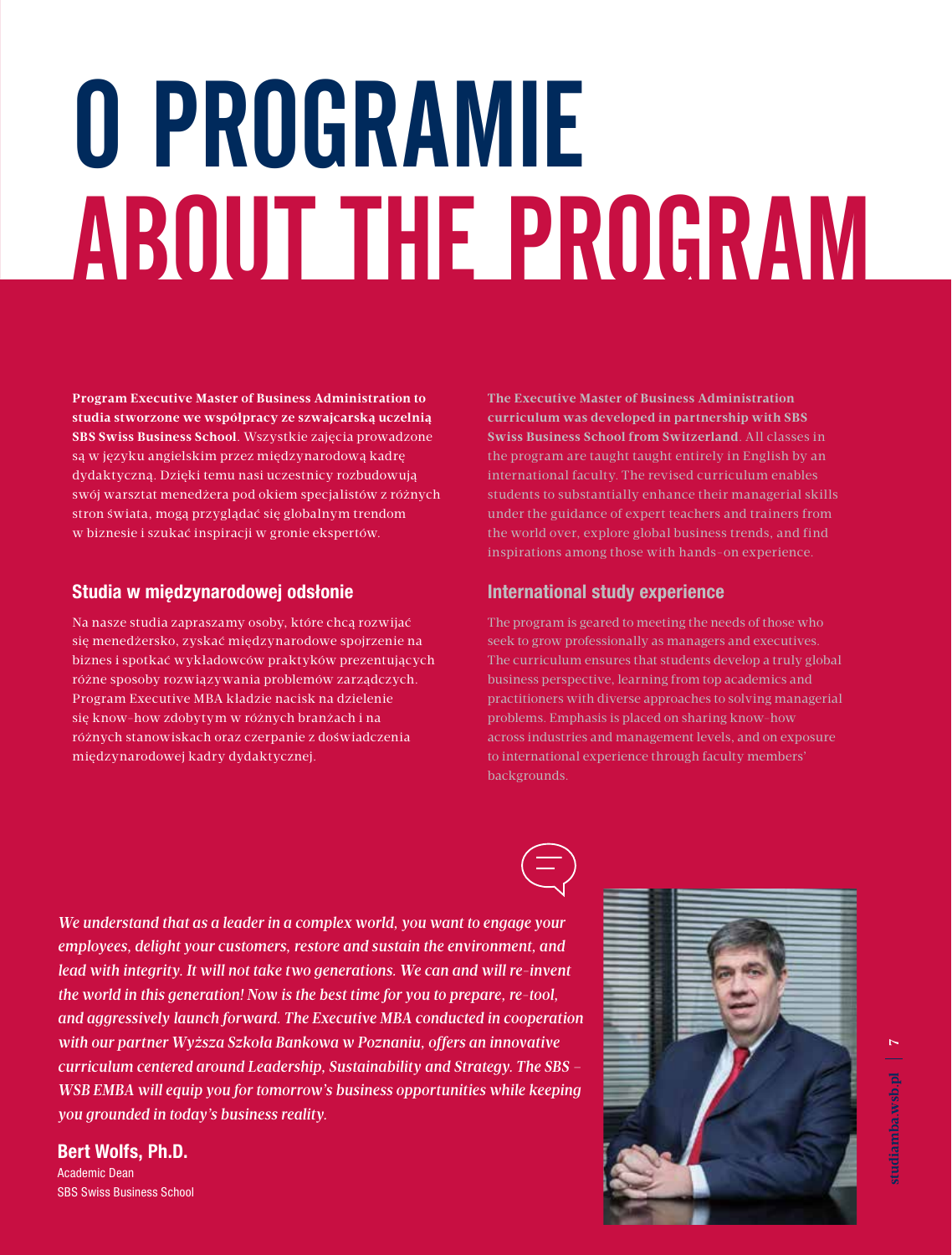# O PROGRAMIE
# ABOUT THE PROGRAM

**Program Executive Master of Business Administration to studia stworzone we współpracy ze szwajcarską uczelnią SBS Swiss Business School**. Wszystkie zajęcia prowadzone są w języku angielskim przez międzynarodową kadrę dydaktyczną. Dzięki temu nasi uczestnicy rozbudowują swój warsztat menedżera pod okiem specjalistów z różnych stron świata, mogą przyglądać się globalnym trendom w biznesie i szukać inspiracji w gronie ekspertów.

## Studia w międzynarodowej odsłonie

Na nasze studia zapraszamy osoby, które chcą rozwijać się menedżersko, zyskać międzynarodowe spojrzenie na biznes i spotkać wykładowców praktyków prezentujących różne sposoby rozwiązywania problemów zarządczych. Program Executive MBA kładzie nacisk na dzielenie się know-how zdobytym w różnych branżach i na różnych stanowiskach oraz czerpanie z doświadczenia międzynarodowej kadry dydaktycznej.

**The Executive Master of Business Administration curriculum was developed in partnership with SBS Swiss Business School from Switzerland**. All classes in the program are taught taught entirely in English by an international faculty. The revised curriculum enables students to substantially enhance their managerial skills under the guidance of expert teachers and trainers from the world over, explore global business trends, and find inspirations among those with hands-on experience.

## International study experience

The program is geared to meeting the needs of those who seek to grow professionally as managers and executives. The curriculum ensures that students develop a truly global business perspective, learning from top academics and practitioners with diverse approaches to solving managerial problems. Emphasis is placed on sharing know-how across industries and management levels, and on exposure to international experience through faculty members' backgrounds.

*We understand that as a leader in a complex world, you want to engage your employees, delight your customers, restore and sustain the environment, and lead with integrity. It will not take two generations. We can and will re-invent the world in this generation! Now is the best time for you to prepare, re-tool, and aggressively launch forward. The Executive MBA conducted in cooperation with our partner Wyższa Szkoła Bankowa w Poznaniu, offers an innovative curriculum centered around Leadership, Sustainability and Strategy. The SBS – WSB EMBA will equip you for tomorrow's business opportunities while keeping you grounded in today's business reality.*

**Bert Wolfs, Ph.D.**
Academic Dean
SBS Swiss Business School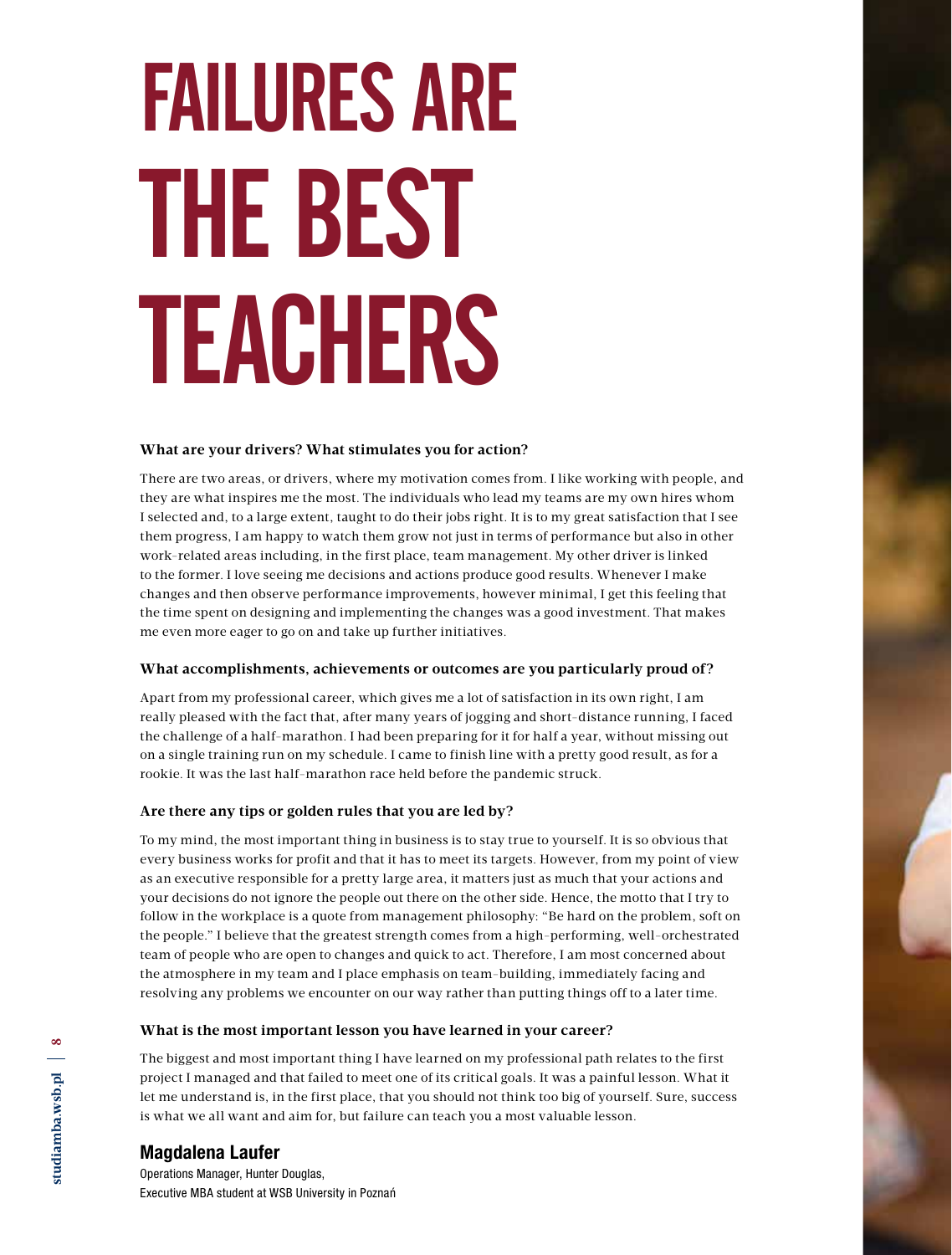# FAILURES ARE THE BEST TEACHERS

**What are your drivers? What stimulates you for action?**

There are two areas, or drivers, where my motivation comes from. I like working with people, and they are what inspires me the most. The individuals who lead my teams are my own hires whom I selected and, to a large extent, taught to do their jobs right. It is to my great satisfaction that I see them progress, I am happy to watch them grow not just in terms of performance but also in other work-related areas including, in the first place, team management. My other driver is linked to the former. I love seeing me decisions and actions produce good results. Whenever I make changes and then observe performance improvements, however minimal, I get this feeling that the time spent on designing and implementing the changes was a good investment. That makes me even more eager to go on and take up further initiatives.

**What accomplishments, achievements or outcomes are you particularly proud of?**

Apart from my professional career, which gives me a lot of satisfaction in its own right, I am really pleased with the fact that, after many years of jogging and short-distance running, I faced the challenge of a half-marathon. I had been preparing for it for half a year, without missing out on a single training run on my schedule. I came to finish line with a pretty good result, as for a rookie. It was the last half-marathon race held before the pandemic struck.

**Are there any tips or golden rules that you are led by?**

To my mind, the most important thing in business is to stay true to yourself. It is so obvious that every business works for profit and that it has to meet its targets. However, from my point of view as an executive responsible for a pretty large area, it matters just as much that your actions and your decisions do not ignore the people out there on the other side. Hence, the motto that I try to follow in the workplace is a quote from management philosophy: "Be hard on the problem, soft on the people." I believe that the greatest strength comes from a high-performing, well-orchestrated team of people who are open to changes and quick to act. Therefore, I am most concerned about the atmosphere in my team and I place emphasis on team-building, immediately facing and resolving any problems we encounter on our way rather than putting things off to a later time.

**What is the most important lesson you have learned in your career?**

The biggest and most important thing I have learned on my professional path relates to the first project I managed and that failed to meet one of its critical goals. It was a painful lesson. What it let me understand is, in the first place, that you should not think too big of yourself. Sure, success is what we all want and aim for, but failure can teach you a most valuable lesson.

## Magdalena Laufer

Operations Manager, Hunter Douglas,
Executive MBA student at WSB University in Poznań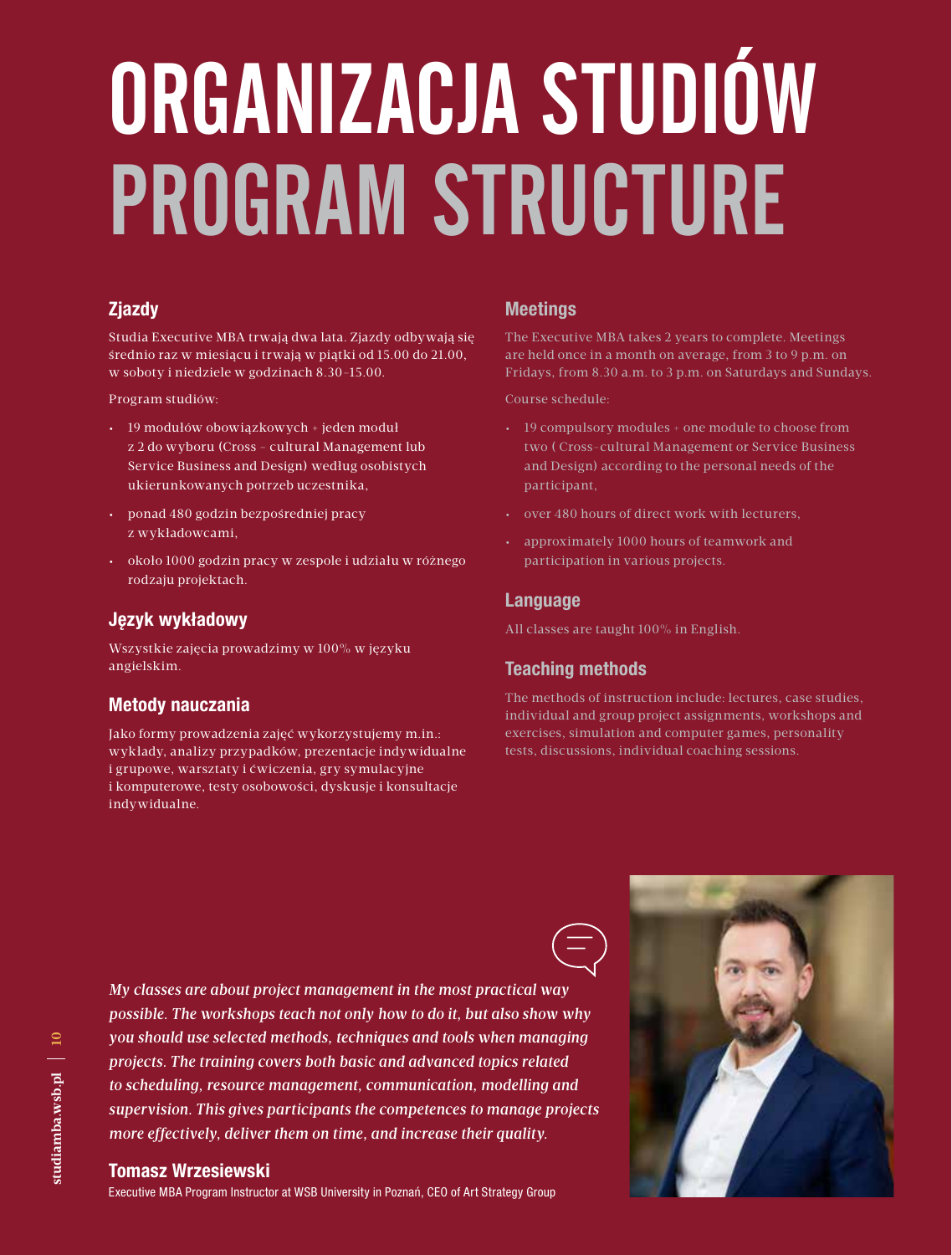# ORGANIZACJA STUDIÓW
# PROGRAM STRUCTURE

## Zjazdy

Studia Executive MBA trwają dwa lata. Zjazdy odbywają się średnio raz w miesiącu i trwają w piątki od 15.00 do 21.00, w soboty i niedziele w godzinach 8.30–15.00.

Program studiów:

- 19 modułów obowiązkowych + jeden moduł z 2 do wyboru (Cross – cultural Management lub Service Business and Design) według osobistych ukierunkowanych potrzeb uczestnika,
- ponad 480 godzin bezpośredniej pracy z wykładowcami,
- około 1000 godzin pracy w zespole i udziału w różnego rodzaju projektach.

## Język wykładowy

Wszystkie zajęcia prowadzimy w 100% w języku angielskim.

## Metody nauczania

Jako formy prowadzenia zajęć wykorzystujemy m.in.: wykłady, analizy przypadków, prezentacje indywidualne i grupowe, warsztaty i ćwiczenia, gry symulacyjne i komputerowe, testy osobowości, dyskusje i konsultacje indywidualne.

## Meetings

The Executive MBA takes 2 years to complete. Meetings are held once in a month on average, from 3 to 9 p.m. on Fridays, from 8.30 a.m. to 3 p.m. on Saturdays and Sundays.

Course schedule:

- 19 compulsory modules + one module to choose from two ( Cross–cultural Management or Service Business and Design) according to the personal needs of the participant,
- over 480 hours of direct work with lecturers,
- approximately 1000 hours of teamwork and participation in various projects.

## Language

All classes are taught 100% in English.

## Teaching methods

The methods of instruction include: lectures, case studies, individual and group project assignments, workshops and exercises, simulation and computer games, personality tests, discussions, individual coaching sessions.

*My classes are about project management in the most practical way possible. The workshops teach not only how to do it, but also show why you should use selected methods, techniques and tools when managing projects. The training covers both basic and advanced topics related to scheduling, resource management, communication, modelling and supervision. This gives participants the competences to manage projects more effectively, deliver them on time, and increase their quality.*

**Tomasz Wrzesiewski**
Executive MBA Program Instructor at WSB University in Poznań, CEO of Art Strategy Group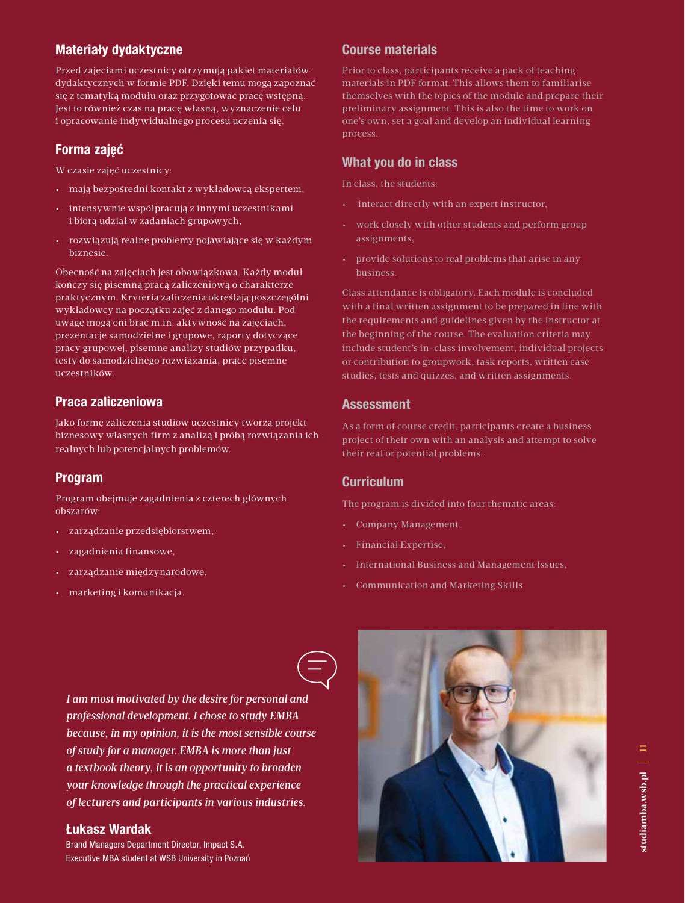## Materiały dydaktyczne

Przed zajęciami uczestnicy otrzymują pakiet materiałów dydaktycznych w formie PDF. Dzięki temu mogą zapoznać się z tematyką modułu oraz przygotować pracę wstępną. Jest to również czas na pracę własną, wyznaczenie celu i opracowanie indywidualnego procesu uczenia się.

## Forma zajęć

W czasie zajęć uczestnicy:

- mają bezpośredni kontakt z wykładowcą ekspertem,
- intensywnie współpracują z innymi uczestnikami i biorą udział w zadaniach grupowych,
- rozwiązują realne problemy pojawiające się w każdym biznesie.

Obecność na zajęciach jest obowiązkowa. Każdy moduł kończy się pisemną pracą zaliczeniową o charakterze praktycznym. Kryteria zaliczenia określają poszczególni wykładowcy na początku zajęć z danego modułu. Pod uwagę mogą oni brać m.in. aktywność na zajęciach, prezentacje samodzielne i grupowe, raporty dotyczące pracy grupowej, pisemne analizy studiów przypadku, testy do samodzielnego rozwiązania, prace pisemne uczestników.

## Praca zaliczeniowa

Jako formę zaliczenia studiów uczestnicy tworzą projekt biznesowy własnych firm z analizą i próbą rozwiązania ich realnych lub potencjalnych problemów.

## Program

Program obejmuje zagadnienia z czterech głównych obszarów:

- zarządzanie przedsiębiorstwem,
- zagadnienia finansowe,
- zarządzanie międzynarodowe,
- marketing i komunikacja.

## Course materials

Prior to class, participants receive a pack of teaching materials in PDF format. This allows them to familiarise themselves with the topics of the module and prepare their preliminary assignment. This is also the time to work on one's own, set a goal and develop an individual learning process.

## What you do in class

In class, the students:

- interact directly with an expert instructor,
- work closely with other students and perform group assignments,
- provide solutions to real problems that arise in any business.

Class attendance is obligatory. Each module is concluded with a final written assignment to be prepared in line with the requirements and guidelines given by the instructor at the beginning of the course. The evaluation criteria may include student's in-class involvement, individual projects or contribution to groupwork, task reports, written case studies, tests and quizzes, and written assignments.

## Assessment

As a form of course credit, participants create a business project of their own with an analysis and attempt to solve their real or potential problems.

## Curriculum

The program is divided into four thematic areas:

- Company Management,
- Financial Expertise,
- International Business and Management Issues,
- Communication and Marketing Skills.

*I am most motivated by the desire for personal and professional development. I chose to study EMBA because, in my opinion, it is the most sensible course of study for a manager. EMBA is more than just a textbook theory, it is an opportunity to broaden your knowledge through the practical experience of lecturers and participants in various industries.*

**Łukasz Wardak**

Brand Managers Department Director, Impact S.A.
Executive MBA student at WSB University in Poznań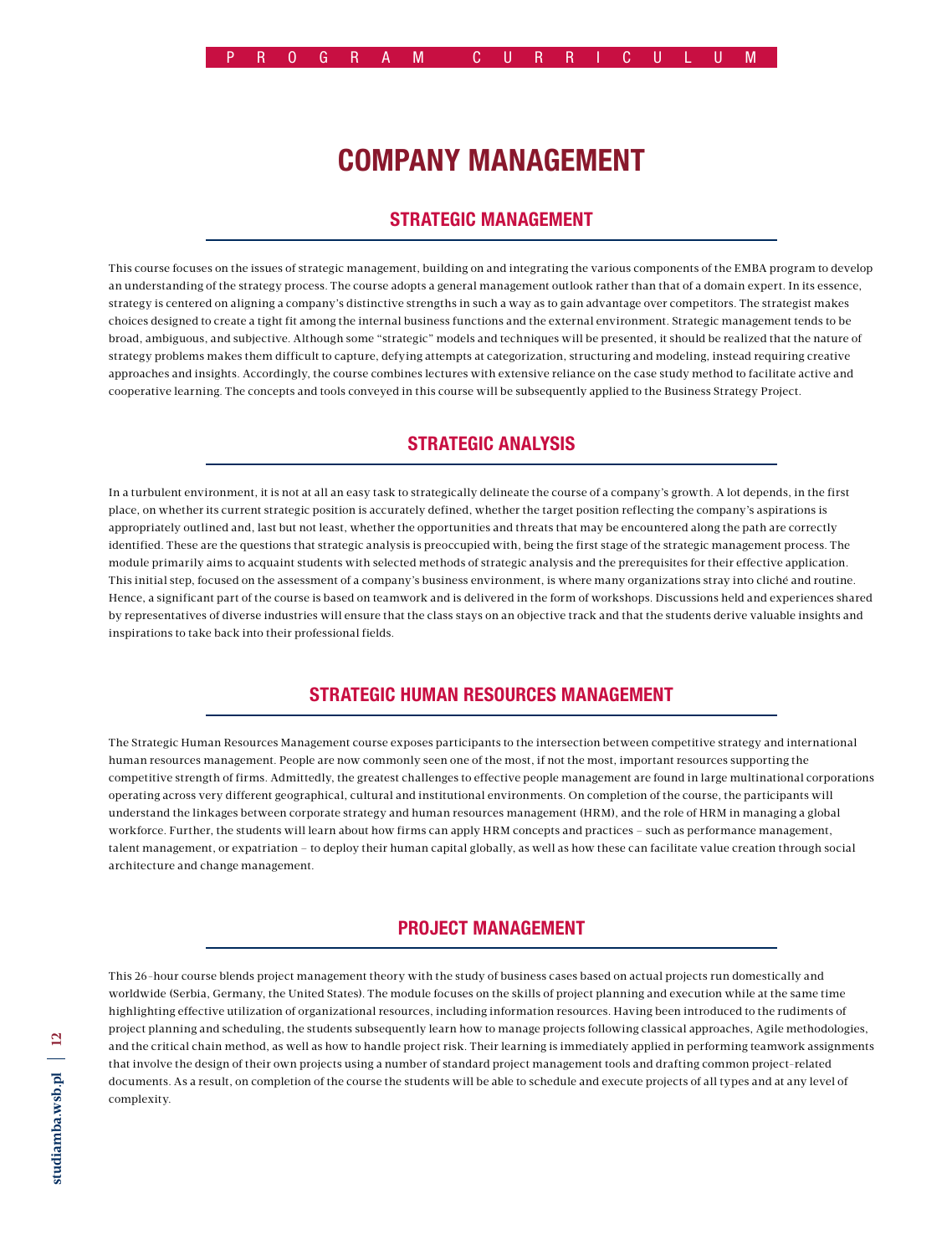# COMPANY MANAGEMENT

## STRATEGIC MANAGEMENT

This course focuses on the issues of strategic management, building on and integrating the various components of the EMBA program to develop an understanding of the strategy process. The course adopts a general management outlook rather than that of a domain expert. In its essence, strategy is centered on aligning a company's distinctive strengths in such a way as to gain advantage over competitors. The strategist makes choices designed to create a tight fit among the internal business functions and the external environment. Strategic management tends to be broad, ambiguous, and subjective. Although some "strategic" models and techniques will be presented, it should be realized that the nature of strategy problems makes them difficult to capture, defying attempts at categorization, structuring and modeling, instead requiring creative approaches and insights. Accordingly, the course combines lectures with extensive reliance on the case study method to facilitate active and cooperative learning. The concepts and tools conveyed in this course will be subsequently applied to the Business Strategy Project.

## STRATEGIC ANALYSIS

In a turbulent environment, it is not at all an easy task to strategically delineate the course of a company's growth. A lot depends, in the first place, on whether its current strategic position is accurately defined, whether the target position reflecting the company's aspirations is appropriately outlined and, last but not least, whether the opportunities and threats that may be encountered along the path are correctly identified. These are the questions that strategic analysis is preoccupied with, being the first stage of the strategic management process. The module primarily aims to acquaint students with selected methods of strategic analysis and the prerequisites for their effective application. This initial step, focused on the assessment of a company's business environment, is where many organizations stray into cliché and routine. Hence, a significant part of the course is based on teamwork and is delivered in the form of workshops. Discussions held and experiences shared by representatives of diverse industries will ensure that the class stays on an objective track and that the students derive valuable insights and inspirations to take back into their professional fields.

## STRATEGIC HUMAN RESOURCES MANAGEMENT

The Strategic Human Resources Management course exposes participants to the intersection between competitive strategy and international human resources management. People are now commonly seen one of the most, if not the most, important resources supporting the competitive strength of firms. Admittedly, the greatest challenges to effective people management are found in large multinational corporations operating across very different geographical, cultural and institutional environments. On completion of the course, the participants will understand the linkages between corporate strategy and human resources management (HRM), and the role of HRM in managing a global workforce. Further, the students will learn about how firms can apply HRM concepts and practices – such as performance management, talent management, or expatriation – to deploy their human capital globally, as well as how these can facilitate value creation through social architecture and change management.

## PROJECT MANAGEMENT

This 26-hour course blends project management theory with the study of business cases based on actual projects run domestically and worldwide (Serbia, Germany, the United States). The module focuses on the skills of project planning and execution while at the same time highlighting effective utilization of organizational resources, including information resources. Having been introduced to the rudiments of project planning and scheduling, the students subsequently learn how to manage projects following classical approaches, Agile methodologies, and the critical chain method, as well as how to handle project risk. Their learning is immediately applied in performing teamwork assignments that involve the design of their own projects using a number of standard project management tools and drafting common project-related documents. As a result, on completion of the course the students will be able to schedule and execute projects of all types and at any level of complexity.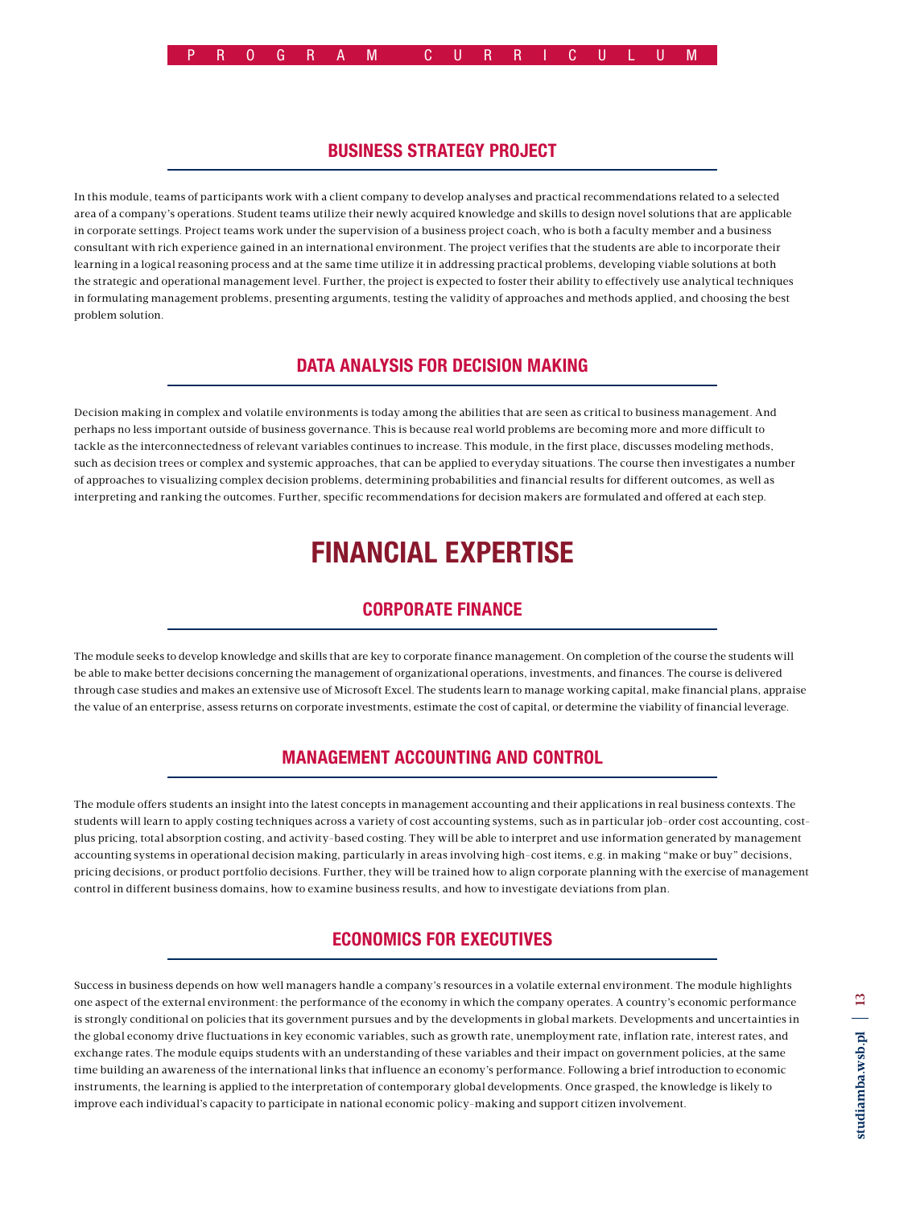## BUSINESS STRATEGY PROJECT

In this module, teams of participants work with a client company to develop analyses and practical recommendations related to a selected area of a company's operations. Student teams utilize their newly acquired knowledge and skills to design novel solutions that are applicable in corporate settings. Project teams work under the supervision of a business project coach, who is both a faculty member and a business consultant with rich experience gained in an international environment. The project verifies that the students are able to incorporate their learning in a logical reasoning process and at the same time utilize it in addressing practical problems, developing viable solutions at both the strategic and operational management level. Further, the project is expected to foster their ability to effectively use analytical techniques in formulating management problems, presenting arguments, testing the validity of approaches and methods applied, and choosing the best problem solution.

## DATA ANALYSIS FOR DECISION MAKING

Decision making in complex and volatile environments is today among the abilities that are seen as critical to business management. And perhaps no less important outside of business governance. This is because real world problems are becoming more and more difficult to tackle as the interconnectedness of relevant variables continues to increase. This module, in the first place, discusses modeling methods, such as decision trees or complex and systemic approaches, that can be applied to everyday situations. The course then investigates a number of approaches to visualizing complex decision problems, determining probabilities and financial results for different outcomes, as well as interpreting and ranking the outcomes. Further, specific recommendations for decision makers are formulated and offered at each step.

# FINANCIAL EXPERTISE

## CORPORATE FINANCE

The module seeks to develop knowledge and skills that are key to corporate finance management. On completion of the course the students will be able to make better decisions concerning the management of organizational operations, investments, and finances. The course is delivered through case studies and makes an extensive use of Microsoft Excel. The students learn to manage working capital, make financial plans, appraise the value of an enterprise, assess returns on corporate investments, estimate the cost of capital, or determine the viability of financial leverage.

## MANAGEMENT ACCOUNTING AND CONTROL

The module offers students an insight into the latest concepts in management accounting and their applications in real business contexts. The students will learn to apply costing techniques across a variety of cost accounting systems, such as in particular job-order cost accounting, cost-plus pricing, total absorption costing, and activity-based costing. They will be able to interpret and use information generated by management accounting systems in operational decision making, particularly in areas involving high-cost items, e.g. in making "make or buy" decisions, pricing decisions, or product portfolio decisions. Further, they will be trained how to align corporate planning with the exercise of management control in different business domains, how to examine business results, and how to investigate deviations from plan.

## ECONOMICS FOR EXECUTIVES

Success in business depends on how well managers handle a company's resources in a volatile external environment. The module highlights one aspect of the external environment: the performance of the economy in which the company operates. A country's economic performance is strongly conditional on policies that its government pursues and by the developments in global markets. Developments and uncertainties in the global economy drive fluctuations in key economic variables, such as growth rate, unemployment rate, inflation rate, interest rates, and exchange rates. The module equips students with an understanding of these variables and their impact on government policies, at the same time building an awareness of the international links that influence an economy's performance. Following a brief introduction to economic instruments, the learning is applied to the interpretation of contemporary global developments. Once grasped, the knowledge is likely to improve each individual's capacity to participate in national economic policy-making and support citizen involvement.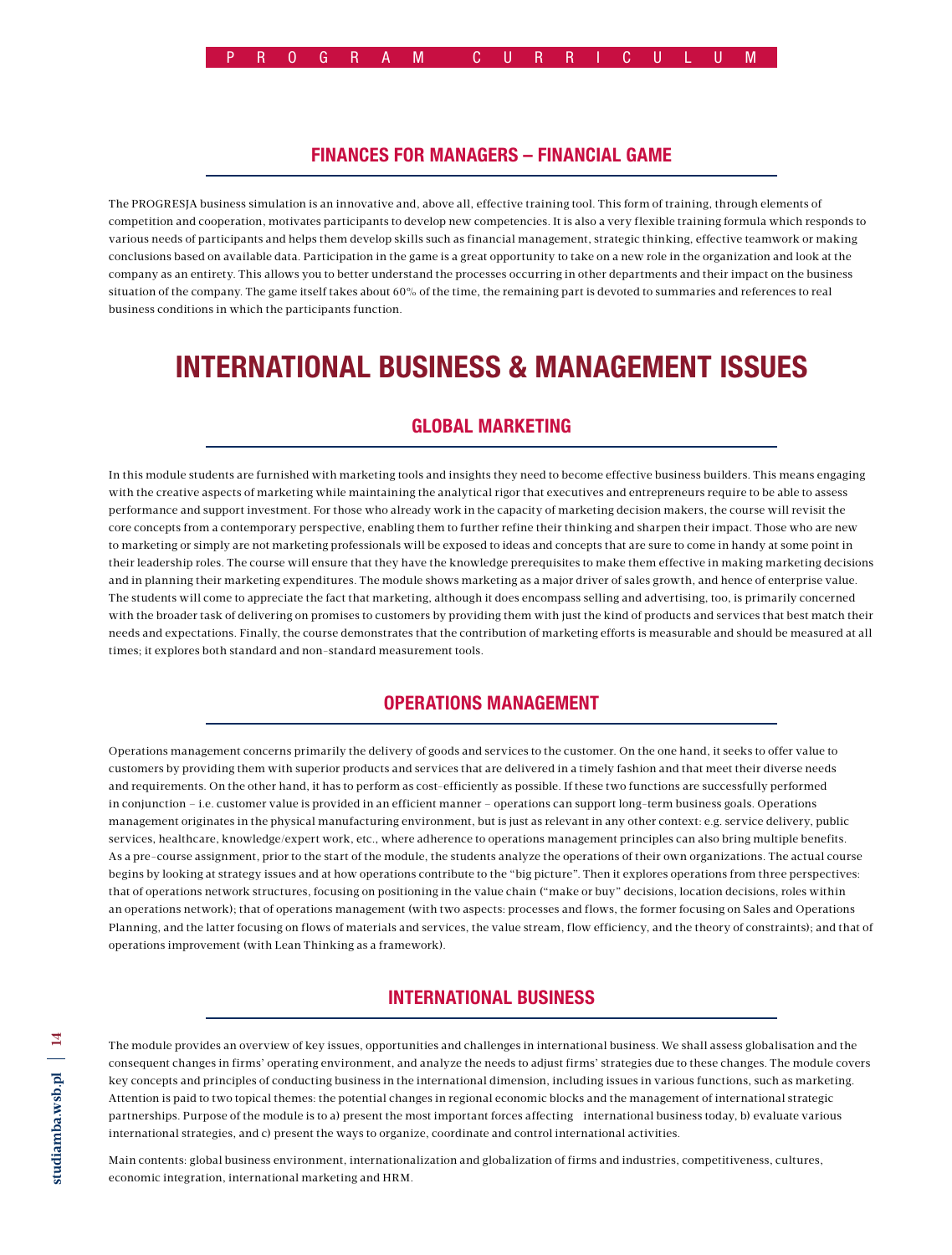### FINANCES FOR MANAGERS – FINANCIAL GAME

The PROGRESJA business simulation is an innovative and, above all, effective training tool. This form of training, through elements of competition and cooperation, motivates participants to develop new competencies. It is also a very flexible training formula which responds to various needs of participants and helps them develop skills such as financial management, strategic thinking, effective teamwork or making conclusions based on available data. Participation in the game is a great opportunity to take on a new role in the organization and look at the company as an entirety. This allows you to better understand the processes occurring in other departments and their impact on the business situation of the company. The game itself takes about 60% of the time, the remaining part is devoted to summaries and references to real business conditions in which the participants function.

## INTERNATIONAL BUSINESS & MANAGEMENT ISSUES

### GLOBAL MARKETING

In this module students are furnished with marketing tools and insights they need to become effective business builders. This means engaging with the creative aspects of marketing while maintaining the analytical rigor that executives and entrepreneurs require to be able to assess performance and support investment. For those who already work in the capacity of marketing decision makers, the course will revisit the core concepts from a contemporary perspective, enabling them to further refine their thinking and sharpen their impact. Those who are new to marketing or simply are not marketing professionals will be exposed to ideas and concepts that are sure to come in handy at some point in their leadership roles. The course will ensure that they have the knowledge prerequisites to make them effective in making marketing decisions and in planning their marketing expenditures. The module shows marketing as a major driver of sales growth, and hence of enterprise value. The students will come to appreciate the fact that marketing, although it does encompass selling and advertising, too, is primarily concerned with the broader task of delivering on promises to customers by providing them with just the kind of products and services that best match their needs and expectations. Finally, the course demonstrates that the contribution of marketing efforts is measurable and should be measured at all times; it explores both standard and non-standard measurement tools.

### OPERATIONS MANAGEMENT

Operations management concerns primarily the delivery of goods and services to the customer. On the one hand, it seeks to offer value to customers by providing them with superior products and services that are delivered in a timely fashion and that meet their diverse needs and requirements. On the other hand, it has to perform as cost-efficiently as possible. If these two functions are successfully performed in conjunction – i.e. customer value is provided in an efficient manner – operations can support long-term business goals. Operations management originates in the physical manufacturing environment, but is just as relevant in any other context: e.g. service delivery, public services, healthcare, knowledge/expert work, etc., where adherence to operations management principles can also bring multiple benefits. As a pre-course assignment, prior to the start of the module, the students analyze the operations of their own organizations. The actual course begins by looking at strategy issues and at how operations contribute to the "big picture". Then it explores operations from three perspectives: that of operations network structures, focusing on positioning in the value chain ("make or buy" decisions, location decisions, roles within an operations network); that of operations management (with two aspects: processes and flows, the former focusing on Sales and Operations Planning, and the latter focusing on flows of materials and services, the value stream, flow efficiency, and the theory of constraints); and that of operations improvement (with Lean Thinking as a framework).

### INTERNATIONAL BUSINESS

The module provides an overview of key issues, opportunities and challenges in international business. We shall assess globalisation and the consequent changes in firms' operating environment, and analyze the needs to adjust firms' strategies due to these changes. The module covers key concepts and principles of conducting business in the international dimension, including issues in various functions, such as marketing. Attention is paid to two topical themes: the potential changes in regional economic blocks and the management of international strategic partnerships. Purpose of the module is to a) present the most important forces affecting international business today, b) evaluate various international strategies, and c) present the ways to organize, coordinate and control international activities.

Main contents: global business environment, internationalization and globalization of firms and industries, competitiveness, cultures, economic integration, international marketing and HRM.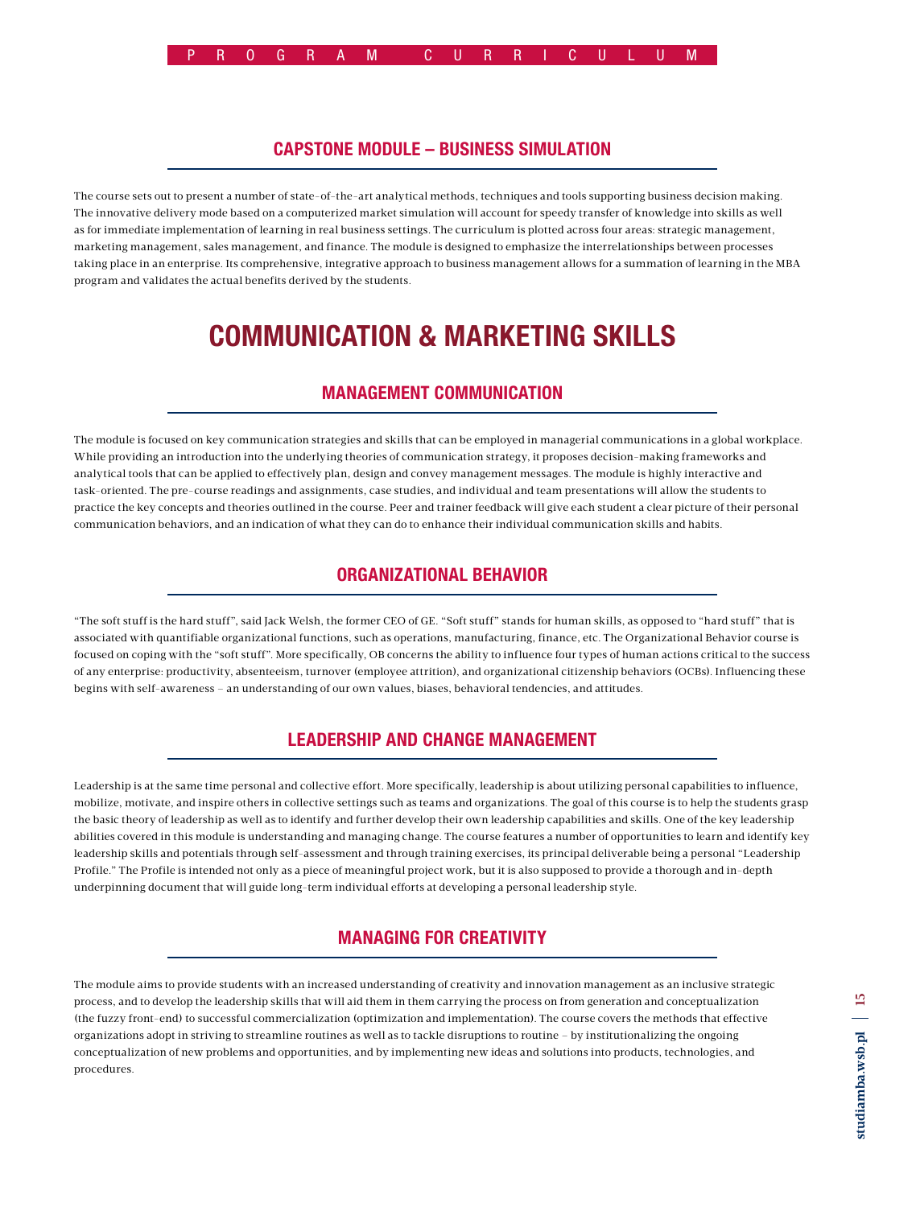## CAPSTONE MODULE – BUSINESS SIMULATION

The course sets out to present a number of state–of–the–art analytical methods, techniques and tools supporting business decision making. The innovative delivery mode based on a computerized market simulation will account for speedy transfer of knowledge into skills as well as for immediate implementation of learning in real business settings. The curriculum is plotted across four areas: strategic management, marketing management, sales management, and finance. The module is designed to emphasize the interrelationships between processes taking place in an enterprise. Its comprehensive, integrative approach to business management allows for a summation of learning in the MBA program and validates the actual benefits derived by the students.

# COMMUNICATION & MARKETING SKILLS

## MANAGEMENT COMMUNICATION

The module is focused on key communication strategies and skills that can be employed in managerial communications in a global workplace. While providing an introduction into the underlying theories of communication strategy, it proposes decision–making frameworks and analytical tools that can be applied to effectively plan, design and convey management messages. The module is highly interactive and task–oriented. The pre–course readings and assignments, case studies, and individual and team presentations will allow the students to practice the key concepts and theories outlined in the course. Peer and trainer feedback will give each student a clear picture of their personal communication behaviors, and an indication of what they can do to enhance their individual communication skills and habits.

## ORGANIZATIONAL BEHAVIOR

"The soft stuff is the hard stuff", said Jack Welsh, the former CEO of GE. "Soft stuff" stands for human skills, as opposed to "hard stuff" that is associated with quantifiable organizational functions, such as operations, manufacturing, finance, etc. The Organizational Behavior course is focused on coping with the "soft stuff". More specifically, OB concerns the ability to influence four types of human actions critical to the success of any enterprise: productivity, absenteeism, turnover (employee attrition), and organizational citizenship behaviors (OCBs). Influencing these begins with self–awareness – an understanding of our own values, biases, behavioral tendencies, and attitudes.

## LEADERSHIP AND CHANGE MANAGEMENT

Leadership is at the same time personal and collective effort. More specifically, leadership is about utilizing personal capabilities to influence, mobilize, motivate, and inspire others in collective settings such as teams and organizations. The goal of this course is to help the students grasp the basic theory of leadership as well as to identify and further develop their own leadership capabilities and skills. One of the key leadership abilities covered in this module is understanding and managing change. The course features a number of opportunities to learn and identify key leadership skills and potentials through self–assessment and through training exercises, its principal deliverable being a personal "Leadership Profile." The Profile is intended not only as a piece of meaningful project work, but it is also supposed to provide a thorough and in–depth underpinning document that will guide long–term individual efforts at developing a personal leadership style.

## MANAGING FOR CREATIVITY

The module aims to provide students with an increased understanding of creativity and innovation management as an inclusive strategic process, and to develop the leadership skills that will aid them in them carrying the process on from generation and conceptualization (the fuzzy front–end) to successful commercialization (optimization and implementation). The course covers the methods that effective organizations adopt in striving to streamline routines as well as to tackle disruptions to routine – by institutionalizing the ongoing conceptualization of new problems and opportunities, and by implementing new ideas and solutions into products, technologies, and procedures.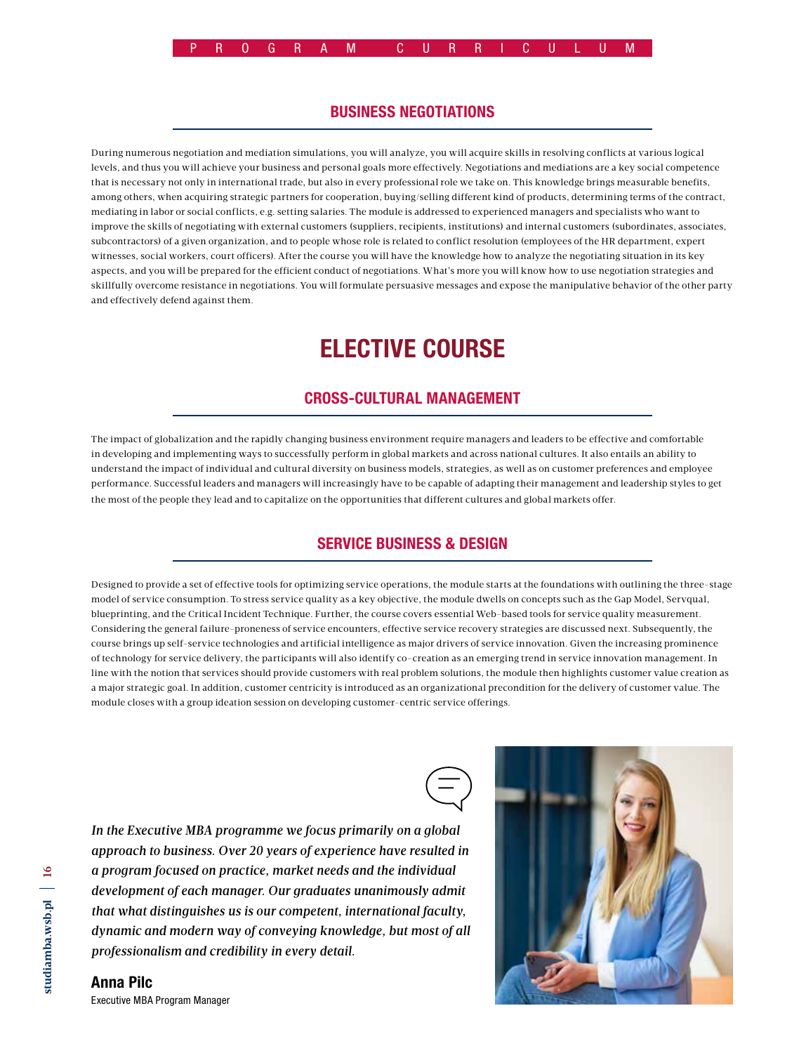## BUSINESS NEGOTIATIONS

During numerous negotiation and mediation simulations, you will analyze, you will acquire skills in resolving conflicts at various logical levels, and thus you will achieve your business and personal goals more effectively. Negotiations and mediations are a key social competence that is necessary not only in international trade, but also in every professional role we take on. This knowledge brings measurable benefits, among others, when acquiring strategic partners for cooperation, buying/selling different kind of products, determining terms of the contract, mediating in labor or social conflicts, e.g. setting salaries. The module is addressed to experienced managers and specialists who want to improve the skills of negotiating with external customers (suppliers, recipients, institutions) and internal customers (subordinates, associates, subcontractors) of a given organization, and to people whose role is related to conflict resolution (employees of the HR department, expert witnesses, social workers, court officers). After the course you will have the knowledge how to analyze the negotiating situation in its key aspects, and you will be prepared for the efficient conduct of negotiations. What's more you will know how to use negotiation strategies and skillfully overcome resistance in negotiations. You will formulate persuasive messages and expose the manipulative behavior of the other party and effectively defend against them.

# ELECTIVE COURSE

## CROSS-CULTURAL MANAGEMENT

The impact of globalization and the rapidly changing business environment require managers and leaders to be effective and comfortable in developing and implementing ways to successfully perform in global markets and across national cultures. It also entails an ability to understand the impact of individual and cultural diversity on business models, strategies, as well as on customer preferences and employee performance. Successful leaders and managers will increasingly have to be capable of adapting their management and leadership styles to get the most of the people they lead and to capitalize on the opportunities that different cultures and global markets offer.

## SERVICE BUSINESS & DESIGN

Designed to provide a set of effective tools for optimizing service operations, the module starts at the foundations with outlining the three-stage model of service consumption. To stress service quality as a key objective, the module dwells on concepts such as the Gap Model, Servqual, blueprinting, and the Critical Incident Technique. Further, the course covers essential Web-based tools for service quality measurement. Considering the general failure-proneness of service encounters, effective service recovery strategies are discussed next. Subsequently, the course brings up self-service technologies and artificial intelligence as major drivers of service innovation. Given the increasing prominence of technology for service delivery, the participants will also identify co-creation as an emerging trend in service innovation management. In line with the notion that services should provide customers with real problem solutions, the module then highlights customer value creation as a major strategic goal. In addition, customer centricity is introduced as an organizational precondition for the delivery of customer value. The module closes with a group ideation session on developing customer-centric service offerings.

*In the Executive MBA programme we focus primarily on a global approach to business. Over 20 years of experience have resulted in a program focused on practice, market needs and the individual development of each manager. Our graduates unanimously admit that what distinguishes us is our competent, international faculty, dynamic and modern way of conveying knowledge, but most of all professionalism and credibility in every detail.*

**Anna Pilc**
Executive MBA Program Manager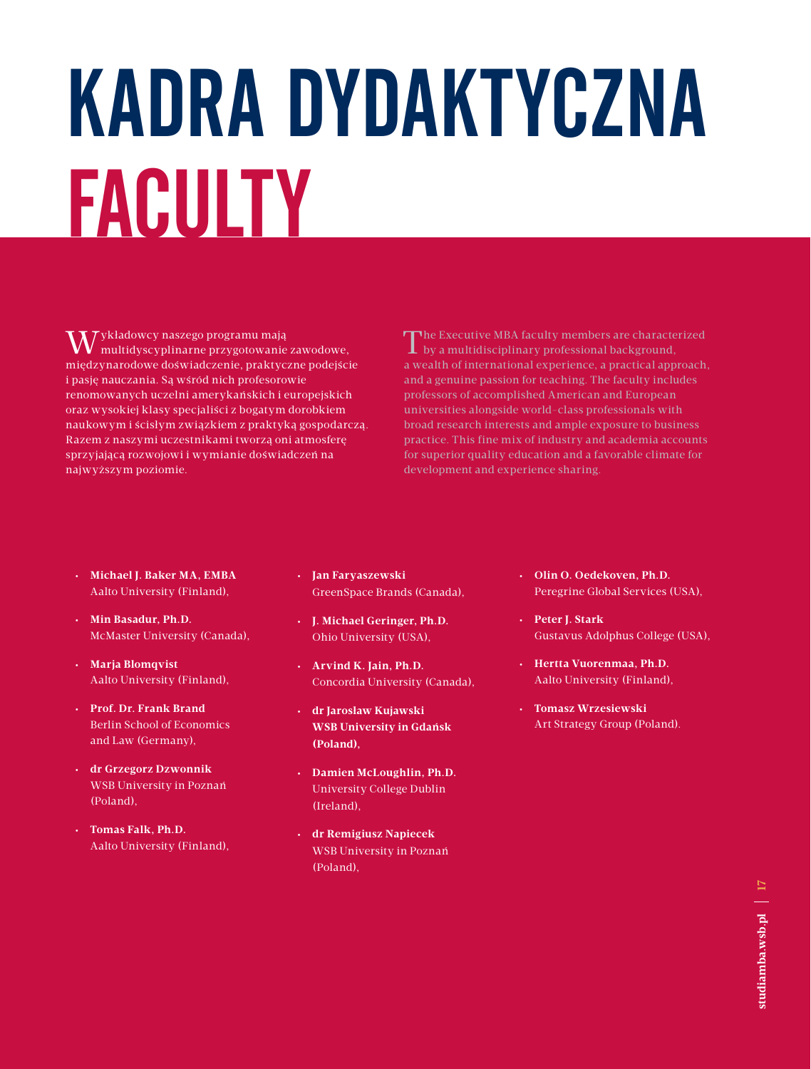# KADRA DYDAKTYCZNA

# FACULTY

Wykładowcy naszego programu mają multidyscyplinarne przygotowanie zawodowe, międzynarodowe doświadczenie, praktyczne podejście i pasję nauczania. Są wśród nich profesorowie renomowanych uczelni amerykańskich i europejskich oraz wysokiej klasy specjaliści z bogatym dorobkiem naukowym i ścisłym związkiem z praktyką gospodarczą. Razem z naszymi uczestnikami tworzą oni atmosferę sprzyjającą rozwojowi i wymianie doświadczeń na najwyższym poziomie.

The Executive MBA faculty members are characterized by a multidisciplinary professional background, a wealth of international experience, a practical approach, and a genuine passion for teaching. The faculty includes professors of accomplished American and European universities alongside world-class professionals with broad research interests and ample exposure to business practice. This fine mix of industry and academia accounts for superior quality education and a favorable climate for development and experience sharing.

- **Michael J. Baker MA, EMBA**
  Aalto University (Finland),
- **Min Basadur, Ph.D.**
  McMaster University (Canada),
- **Marja Blomqvist**
  Aalto University (Finland),
- **Prof. Dr. Frank Brand**
  Berlin School of Economics and Law (Germany),
- **dr Grzegorz Dzwonnik**
  WSB University in Poznań (Poland),
- **Tomas Falk, Ph.D.**
  Aalto University (Finland),
- **Jan Faryaszewski**
  GreenSpace Brands (Canada),
- **J. Michael Geringer, Ph.D.**
  Ohio University (USA),
- **Arvind K. Jain, Ph.D.**
  Concordia University (Canada),
- **dr Jarosław Kujawski**
  **WSB University in Gdańsk (Poland),**
- **Damien McLoughlin, Ph.D.**
  University College Dublin (Ireland),
- **dr Remigiusz Napiecek**
  WSB University in Poznań (Poland),
- **Olin O. Oedekoven, Ph.D.**
  Peregrine Global Services (USA),
- **Peter J. Stark**
  Gustavus Adolphus College (USA),
- **Hertta Vuorenmaa, Ph.D.**
  Aalto University (Finland),
- **Tomasz Wrzesiewski**
  Art Strategy Group (Poland).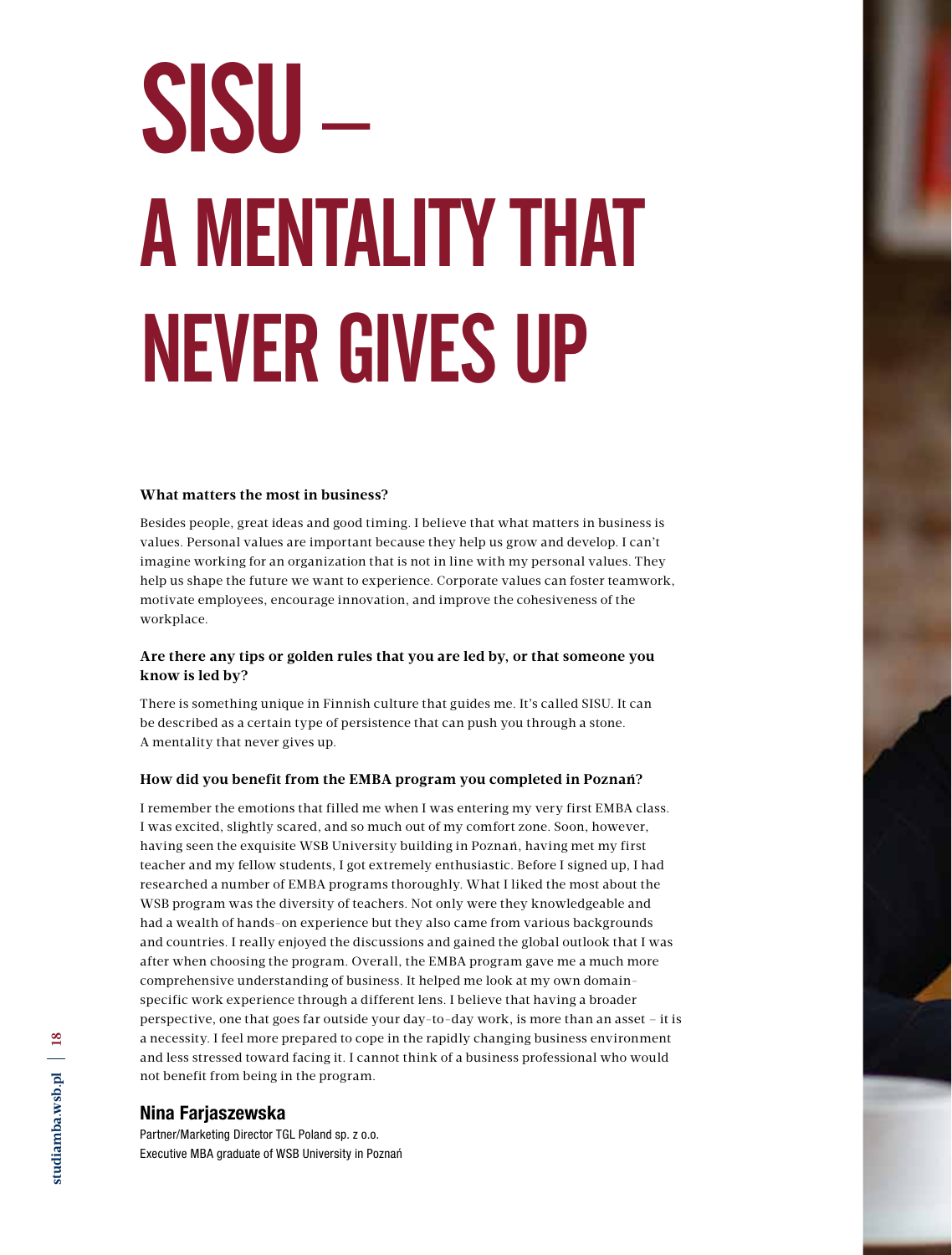# SISU – A MENTALITY THAT NEVER GIVES UP

**What matters the most in business?**

Besides people, great ideas and good timing. I believe that what matters in business is values. Personal values are important because they help us grow and develop. I can't imagine working for an organization that is not in line with my personal values. They help us shape the future we want to experience. Corporate values can foster teamwork, motivate employees, encourage innovation, and improve the cohesiveness of the workplace.

**Are there any tips or golden rules that you are led by, or that someone you know is led by?**

There is something unique in Finnish culture that guides me. It's called SISU. It can be described as a certain type of persistence that can push you through a stone. A mentality that never gives up.

**How did you benefit from the EMBA program you completed in Poznań?**

I remember the emotions that filled me when I was entering my very first EMBA class. I was excited, slightly scared, and so much out of my comfort zone. Soon, however, having seen the exquisite WSB University building in Poznań, having met my first teacher and my fellow students, I got extremely enthusiastic. Before I signed up, I had researched a number of EMBA programs thoroughly. What I liked the most about the WSB program was the diversity of teachers. Not only were they knowledgeable and had a wealth of hands-on experience but they also came from various backgrounds and countries. I really enjoyed the discussions and gained the global outlook that I was after when choosing the program. Overall, the EMBA program gave me a much more comprehensive understanding of business. It helped me look at my own domain-specific work experience through a different lens. I believe that having a broader perspective, one that goes far outside your day-to-day work, is more than an asset – it is a necessity. I feel more prepared to cope in the rapidly changing business environment and less stressed toward facing it. I cannot think of a business professional who would not benefit from being in the program.

**Nina Farjaszewska**

Partner/Marketing Director TGL Poland sp. z o.o.
Executive MBA graduate of WSB University in Poznań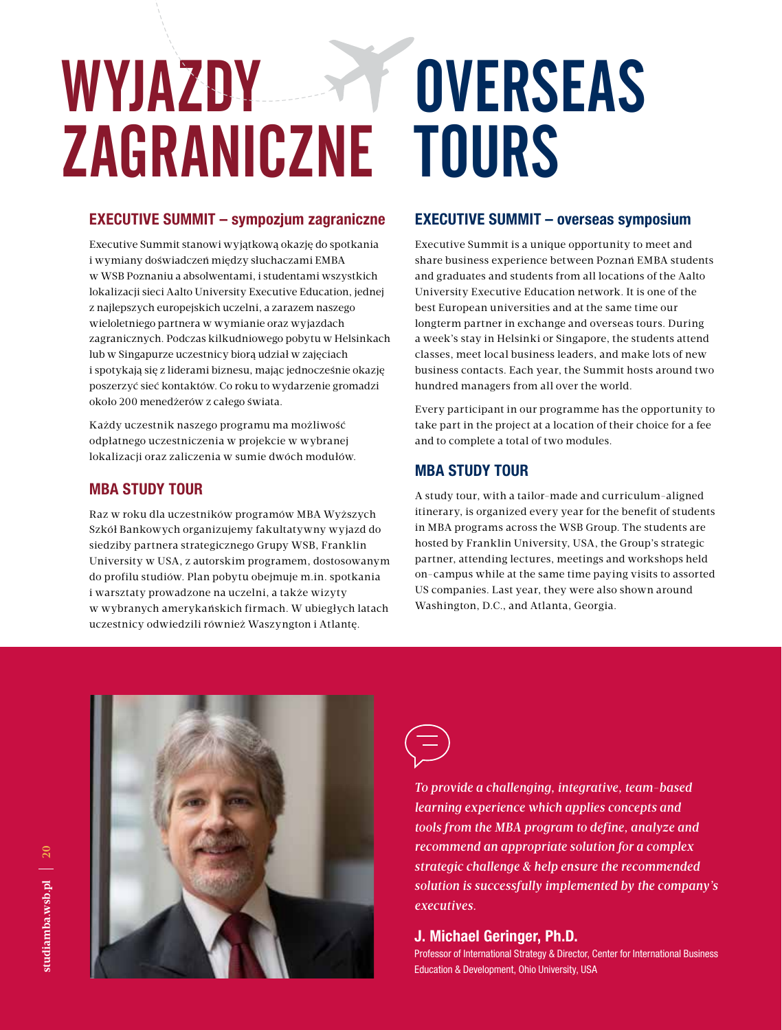# WYJAZDY ZAGRANICZNE

## EXECUTIVE SUMMIT – sympozjum zagraniczne

Executive Summit stanowi wyjątkową okazję do spotkania i wymiany doświadczeń między słuchaczami EMBA w WSB Poznaniu a absolwentami, i studentami wszystkich lokalizacji sieci Aalto University Executive Education, jednej z najlepszych europejskich uczelni, a zarazem naszego wieloletniego partnera w wymianie oraz wyjazdach zagranicznych. Podczas kilkudniowego pobytu w Helsinkach lub w Singapurze uczestnicy biorą udział w zajęciach i spotykają się z liderami biznesu, mając jednocześnie okazję poszerzyć sieć kontaktów. Co roku to wydarzenie gromadzi około 200 menedżerów z całego świata.

Każdy uczestnik naszego programu ma możliwość odpłatnego uczestniczenia w projekcie w wybranej lokalizacji oraz zaliczenia w sumie dwóch modułów.

## MBA STUDY TOUR

Raz w roku dla uczestników programów MBA Wyższych Szkół Bankowych organizujemy fakultatywny wyjazd do siedziby partnera strategicznego Grupy WSB, Franklin University w USA, z autorskim programem, dostosowanym do profilu studiów. Plan pobytu obejmuje m.in. spotkania i warsztaty prowadzone na uczelni, a także wizyty w wybranych amerykańskich firmach. W ubiegłych latach uczestnicy odwiedzili również Waszyngton i Atlantę.

# OVERSEAS TOURS

## EXECUTIVE SUMMIT – overseas symposium

Executive Summit is a unique opportunity to meet and share business experience between Poznań EMBA students and graduates and students from all locations of the Aalto University Executive Education network. It is one of the best European universities and at the same time our longterm partner in exchange and overseas tours. During a week's stay in Helsinki or Singapore, the students attend classes, meet local business leaders, and make lots of new business contacts. Each year, the Summit hosts around two hundred managers from all over the world.

Every participant in our programme has the opportunity to take part in the project at a location of their choice for a fee and to complete a total of two modules.

## MBA STUDY TOUR

A study tour, with a tailor-made and curriculum-aligned itinerary, is organized every year for the benefit of students in MBA programs across the WSB Group. The students are hosted by Franklin University, USA, the Group's strategic partner, attending lectures, meetings and workshops held on-campus while at the same time paying visits to assorted US companies. Last year, they were also shown around Washington, D.C., and Atlanta, Georgia.

*To provide a challenging, integrative, team-based learning experience which applies concepts and tools from the MBA program to define, analyze and recommend an appropriate solution for a complex strategic challenge & help ensure the recommended solution is successfully implemented by the company's executives.*

**J. Michael Geringer, Ph.D.**

Professor of International Strategy & Director, Center for International Business Education & Development, Ohio University, USA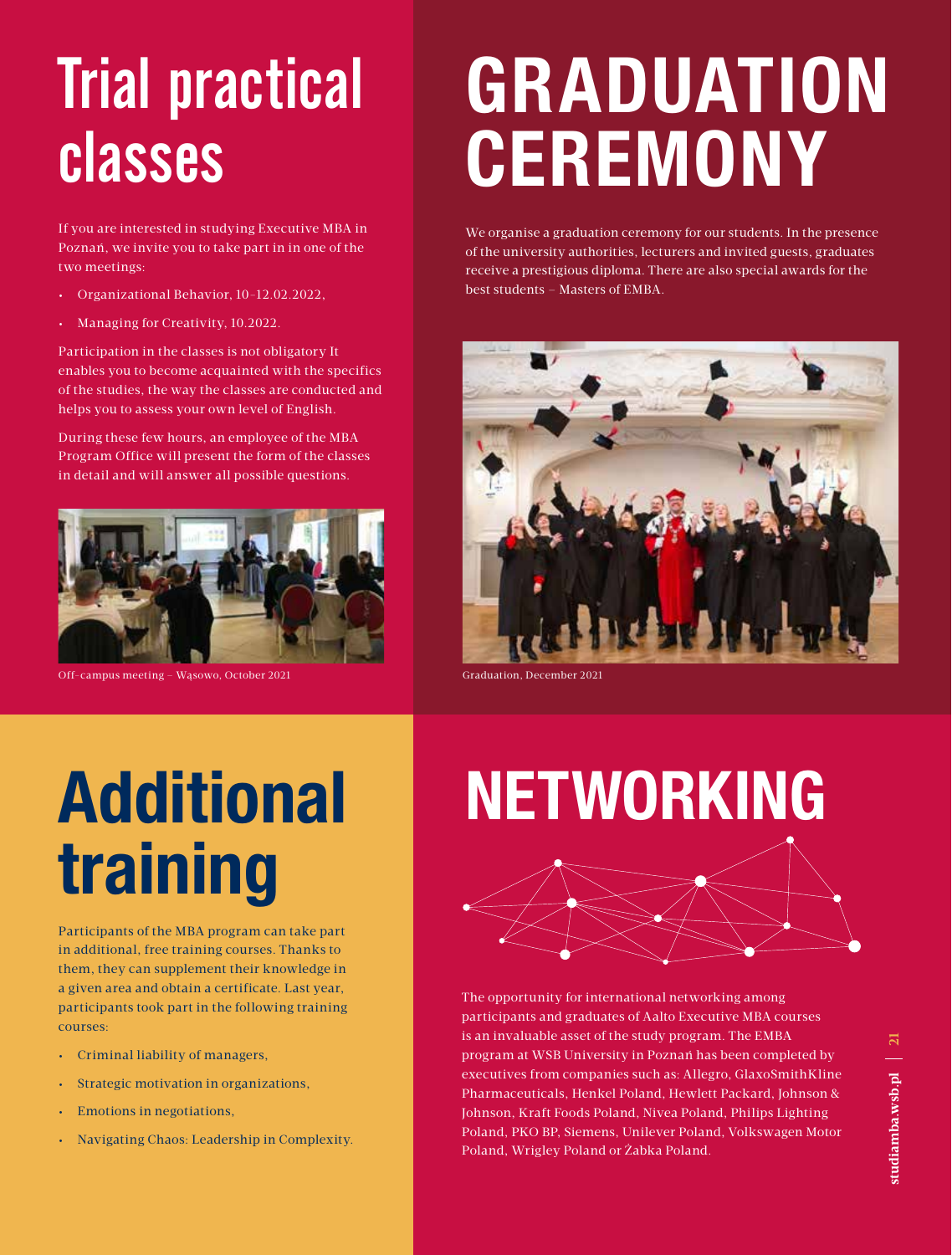# Trial practical classes

If you are interested in studying Executive MBA in Poznań, we invite you to take part in in one of the two meetings:

- Organizational Behavior, 10–12.02.2022,
- Managing for Creativity, 10.2022.

Participation in the classes is not obligatory It enables you to become acquainted with the specifics of the studies, the way the classes are conducted and helps you to assess your own level of English.

During these few hours, an employee of the MBA Program Office will present the form of the classes in detail and will answer all possible questions.

Off-campus meeting – Wąsowo, October 2021

# GRADUATION CEREMONY

We organise a graduation ceremony for our students. In the presence of the university authorities, lecturers and invited guests, graduates receive a prestigious diploma. There are also special awards for the best students – Masters of EMBA.

Graduation, December 2021

# Additional training

Participants of the MBA program can take part in additional, free training courses. Thanks to them, they can supplement their knowledge in a given area and obtain a certificate. Last year, participants took part in the following training courses:

- Criminal liability of managers,
- Strategic motivation in organizations,
- Emotions in negotiations,
- Navigating Chaos: Leadership in Complexity.

# NETWORKING

The opportunity for international networking among participants and graduates of Aalto Executive MBA courses is an invaluable asset of the study program. The EMBA program at WSB University in Poznań has been completed by executives from companies such as: Allegro, GlaxoSmithKline Pharmaceuticals, Henkel Poland, Hewlett Packard, Johnson & Johnson, Kraft Foods Poland, Nivea Poland, Philips Lighting Poland, PKO BP, Siemens, Unilever Poland, Volkswagen Motor Poland, Wrigley Poland or Żabka Poland.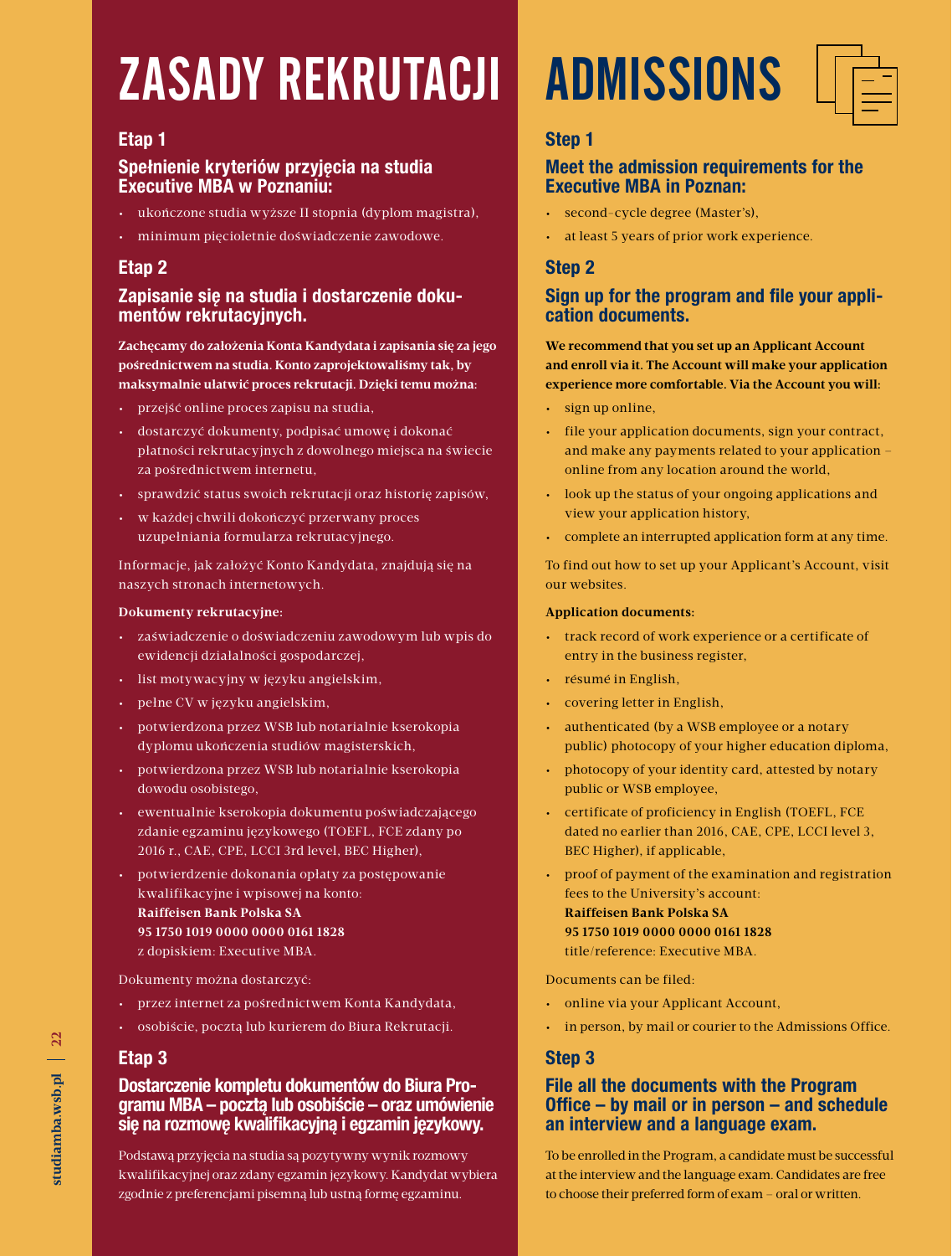# ZASADY REKRUTACJI

## Etap 1

### Spełnienie kryteriów przyjęcia na studia Executive MBA w Poznaniu:

- ukończone studia wyższe II stopnia (dyplom magistra),
- minimum pięcioletnie doświadczenie zawodowe.

## Etap 2

### Zapisanie się na studia i dostarczenie dokumentów rekrutacyjnych.

**Zachęcamy do założenia Konta Kandydata i zapisania się za jego pośrednictwem na studia. Konto zaprojektowaliśmy tak, by maksymalnie ułatwić proces rekrutacji. Dzięki temu można:**

- przejść online proces zapisu na studia,
- dostarczyć dokumenty, podpisać umowę i dokonać płatności rekrutacyjnych z dowolnego miejsca na świecie za pośrednictwem internetu,
- sprawdzić status swoich rekrutacji oraz historię zapisów,
- w każdej chwili dokończyć przerwany proces uzupełniania formularza rekrutacyjnego.

Informacje, jak założyć Konto Kandydata, znajdują się na naszych stronach internetowych.

**Dokumenty rekrutacyjne:**

- zaświadczenie o doświadczeniu zawodowym lub wpis do ewidencji działalności gospodarczej,
- list motywacyjny w języku angielskim,
- pełne CV w języku angielskim,
- potwierdzona przez WSB lub notarialnie kserokopia dyplomu ukończenia studiów magisterskich,
- potwierdzona przez WSB lub notarialnie kserokopia dowodu osobistego,
- ewentualnie kserokopia dokumentu poświadczającego zdanie egzaminu językowego (TOEFL, FCE zdany po 2016 r., CAE, CPE, LCCI 3rd level, BEC Higher),
- potwierdzenie dokonania opłaty za postępowanie kwalifikacyjne i wpisowej na konto:
  **Raiffeisen Bank Polska SA**
  **95 1750 1019 0000 0000 0161 1828**
  z dopiskiem: Executive MBA.

Dokumenty można dostarczyć:

- przez internet za pośrednictwem Konta Kandydata,
- osobiście, pocztą lub kurierem do Biura Rekrutacji.

## Etap 3

### Dostarczenie kompletu dokumentów do Biura Programu MBA – pocztą lub osobiście – oraz umówienie się na rozmowę kwalifikacyjną i egzamin językowy.

Podstawą przyjęcia na studia są pozytywny wynik rozmowy kwalifikacyjnej oraz zdany egzamin językowy. Kandydat wybiera zgodnie z preferencjami pisemną lub ustną formę egzaminu.

# ADMISSIONS

## Step 1

### Meet the admission requirements for the Executive MBA in Poznan:

- second-cycle degree (Master's),
- at least 5 years of prior work experience.

## Step 2

### Sign up for the program and file your application documents.

**We recommend that you set up an Applicant Account and enroll via it. The Account will make your application experience more comfortable. Via the Account you will:**

- sign up online,
- file your application documents, sign your contract, and make any payments related to your application – online from any location around the world,
- look up the status of your ongoing applications and view your application history,
- complete an interrupted application form at any time.

To find out how to set up your Applicant's Account, visit our websites.

**Application documents:**

- track record of work experience or a certificate of entry in the business register,
- résumé in English,
- covering letter in English,
- authenticated (by a WSB employee or a notary public) photocopy of your higher education diploma,
- photocopy of your identity card, attested by notary public or WSB employee,
- certificate of proficiency in English (TOEFL, FCE dated no earlier than 2016, CAE, CPE, LCCI level 3, BEC Higher), if applicable,
- proof of payment of the examination and registration fees to the University's account:
  **Raiffeisen Bank Polska SA**
  **95 1750 1019 0000 0000 0161 1828**
  title/reference: Executive MBA.

Documents can be filed:

- online via your Applicant Account,
- in person, by mail or courier to the Admissions Office.

## Step 3

### File all the documents with the Program Office – by mail or in person – and schedule an interview and a language exam.

To be enrolled in the Program, a candidate must be successful at the interview and the language exam. Candidates are free to choose their preferred form of exam – oral or written.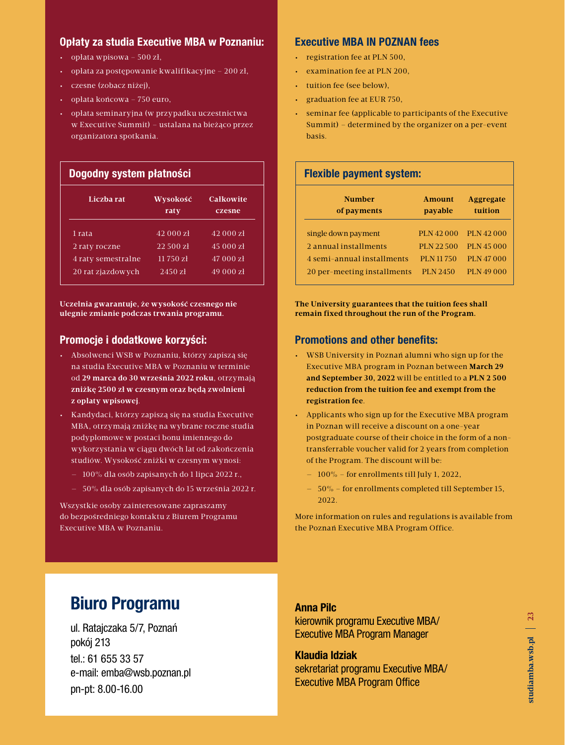## Opłaty za studia Executive MBA w Poznaniu:

- opłata wpisowa – 500 zł,
- opłata za postępowanie kwalifikacyjne – 200 zł,
- czesne (zobacz niżej),
- opłata końcowa – 750 euro,
- opłata seminaryjna (w przypadku uczestnictwa w Executive Summit) – ustalana na bieżąco przez organizatora spotkania.

### Dogodny system płatności

| Liczba rat | Wysokość raty | Całkowite czesne |
|---|---|---|
| 1 rata | 42 000 zł | 42 000 zł |
| 2 raty roczne | 22 500 zł | 45 000 zł |
| 4 raty semestralne | 11 750 zł | 47 000 zł |
| 20 rat zjazdowych | 2450 zł | 49 000 zł |

**Uczelnia gwarantuje, że wysokość czesnego nie ulegnie zmianie podczas trwania programu.**

## Promocje i dodatkowe korzyści:

- Absolwenci WSB w Poznaniu, którzy zapiszą się na studia Executive MBA w Poznaniu w terminie od **29 marca do 30 września 2022 roku**, otrzymają **zniżkę 2500 zł w czesnym oraz będą zwolnieni z opłaty wpisowej**.
- Kandydaci, którzy zapiszą się na studia Executive MBA, otrzymają zniżkę na wybrane roczne studia podyplomowe w postaci bonu imiennego do wykorzystania w ciągu dwóch lat od zakończenia studiów. Wysokość zniżki w czesnym wynosi:
  - 100% dla osób zapisanych do 1 lipca 2022 r.,
  - 50% dla osób zapisanych do 15 września 2022 r.

Wszystkie osoby zainteresowane zapraszamy do bezpośredniego kontaktu z Biurem Programu Executive MBA w Poznaniu.

## Executive MBA IN POZNAN fees

- registration fee at PLN 500,
- examination fee at PLN 200,
- tuition fee (see below),
- graduation fee at EUR 750,
- seminar fee (applicable to participants of the Executive Summit) – determined by the organizer on a per-event basis.

### Flexible payment system:

| Number of payments | Amount payable | Aggregate tuition |
|---|---|---|
| single down payment | PLN 42 000 | PLN 42 000 |
| 2 annual installments | PLN 22 500 | PLN 45 000 |
| 4 semi-annual installments | PLN 11 750 | PLN 47 000 |
| 20 per-meeting installments | PLN 2450 | PLN 49 000 |

**The University guarantees that the tuition fees shall remain fixed throughout the run of the Program.**

## Promotions and other benefits:

- WSB University in Poznań alumni who sign up for the Executive MBA program in Poznan between **March 29 and September 30, 2022** will be entitled to a **PLN 2 500 reduction from the tuition fee and exempt from the registration fee**.
- Applicants who sign up for the Executive MBA program in Poznan will receive a discount on a one-year postgraduate course of their choice in the form of a non-transferrable voucher valid for 2 years from completion of the Program. The discount will be:
  - 100% – for enrollments till July 1, 2022,
  - 50% – for enrollments completed till September 15, 2022.

More information on rules and regulations is available from the Poznań Executive MBA Program Office.

# Biuro Programu

ul. Ratajczaka 5/7, Poznań
pokój 213
tel.: 61 655 33 57
e-mail: emba@wsb.poznan.pl
pn-pt: 8.00-16.00

**Anna Pilc**
kierownik programu Executive MBA/
Executive MBA Program Manager

**Klaudia Idziak**
sekretariat programu Executive MBA/
Executive MBA Program Office

studiamba.wsb.pl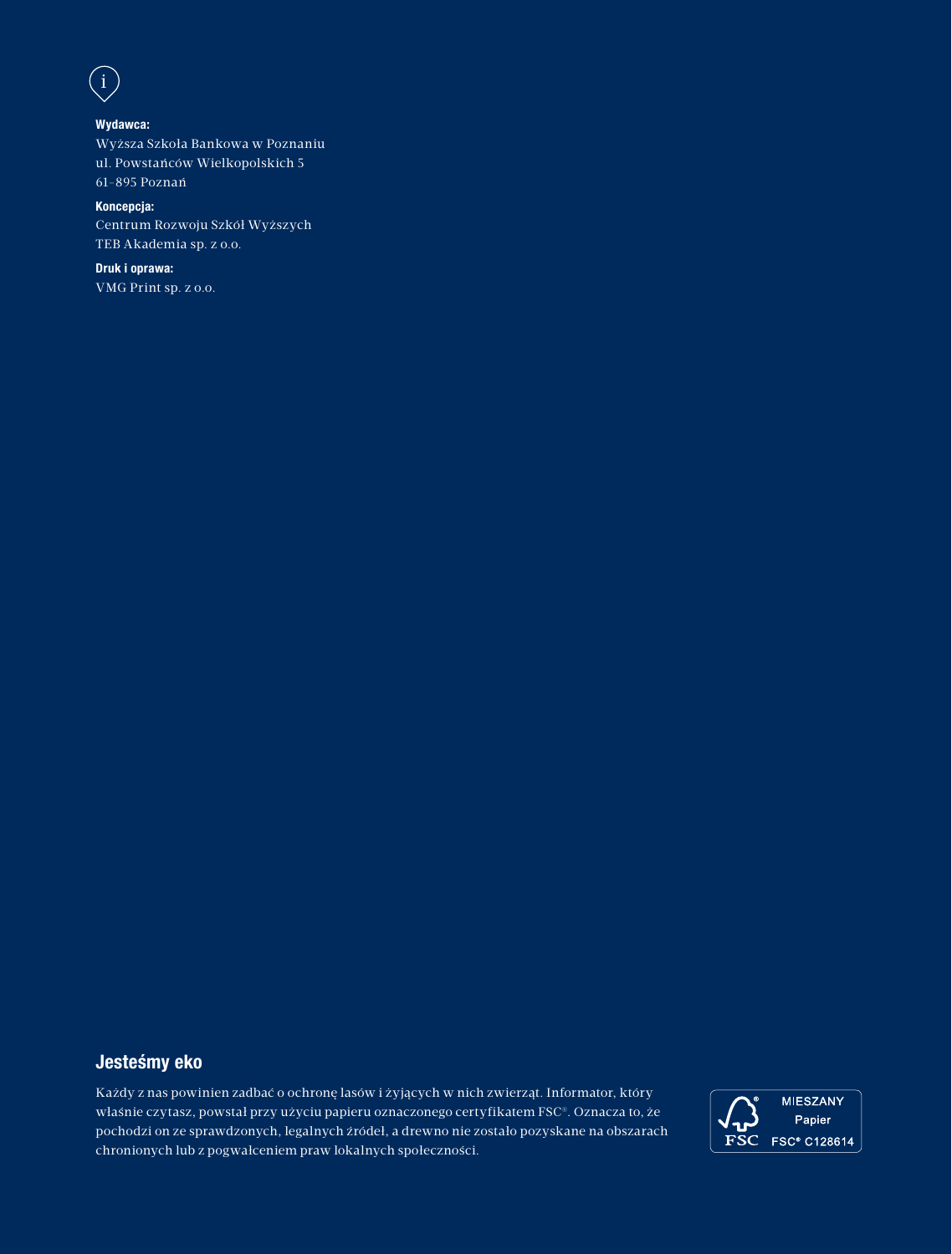**Wydawca:**
Wyższa Szkoła Bankowa w Poznaniu
ul. Powstańców Wielkopolskich 5
61-895 Poznań

**Koncepcja:**
Centrum Rozwoju Szkół Wyższych
TEB Akademia sp. z o.o.

**Druk i oprawa:**
VMG Print sp. z o.o.

## Jesteśmy eko

Każdy z nas powinien zadbać o ochronę lasów i żyjących w nich zwierząt. Informator, który właśnie czytasz, powstał przy użyciu papieru oznaczonego certyfikatem FSC®. Oznacza to, że pochodzi on ze sprawdzonych, legalnych źródeł, a drewno nie zostało pozyskane na obszarach chronionych lub z pogwałceniem praw lokalnych społeczności.

FSC
MIESZANY
Papier
FSC® C128614